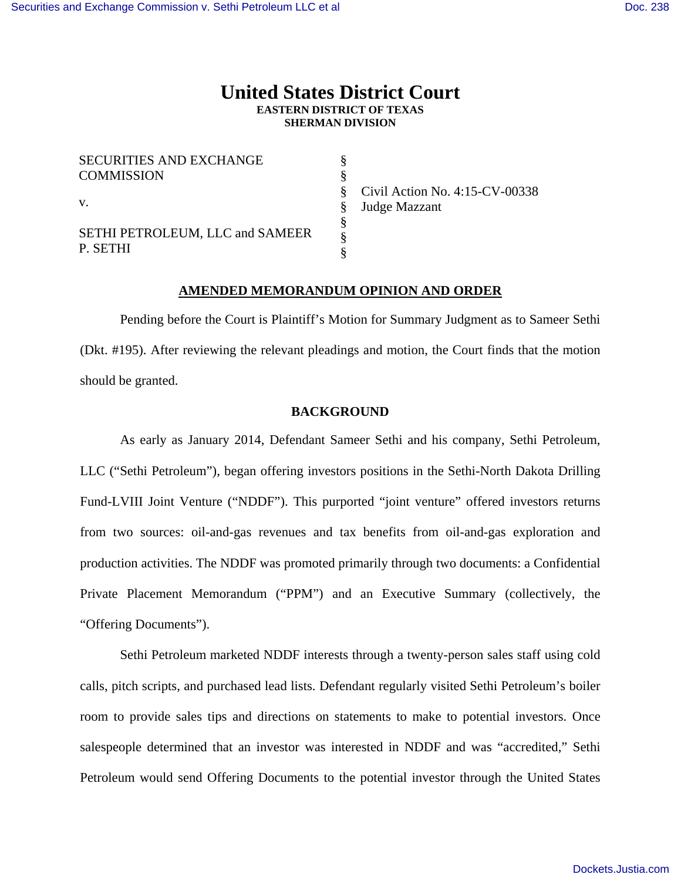# United States District Court
**EASTERN DISTRICT OF TEXAS**
**SHERMAN DIVISION**

| | | |
|---|---|---|
| SECURITIES AND EXCHANGE COMMISSION | § | |
| | § | |
| v. | § | Civil Action No. 4:15-CV-00338 |
| | § | Judge Mazzant |
| SETHI PETROLEUM, LLC and SAMEER P. SETHI | § | |
| | § | |
| | § | |

## AMENDED MEMORANDUM OPINION AND ORDER

Pending before the Court is Plaintiff's Motion for Summary Judgment as to Sameer Sethi (Dkt. #195). After reviewing the relevant pleadings and motion, the Court finds that the motion should be granted.

## BACKGROUND

As early as January 2014, Defendant Sameer Sethi and his company, Sethi Petroleum, LLC ("Sethi Petroleum"), began offering investors positions in the Sethi-North Dakota Drilling Fund-LVIII Joint Venture ("NDDF"). This purported "joint venture" offered investors returns from two sources: oil-and-gas revenues and tax benefits from oil-and-gas exploration and production activities. The NDDF was promoted primarily through two documents: a Confidential Private Placement Memorandum ("PPM") and an Executive Summary (collectively, the "Offering Documents").

Sethi Petroleum marketed NDDF interests through a twenty-person sales staff using cold calls, pitch scripts, and purchased lead lists. Defendant regularly visited Sethi Petroleum's boiler room to provide sales tips and directions on statements to make to potential investors. Once salespeople determined that an investor was interested in NDDF and was "accredited," Sethi Petroleum would send Offering Documents to the potential investor through the United States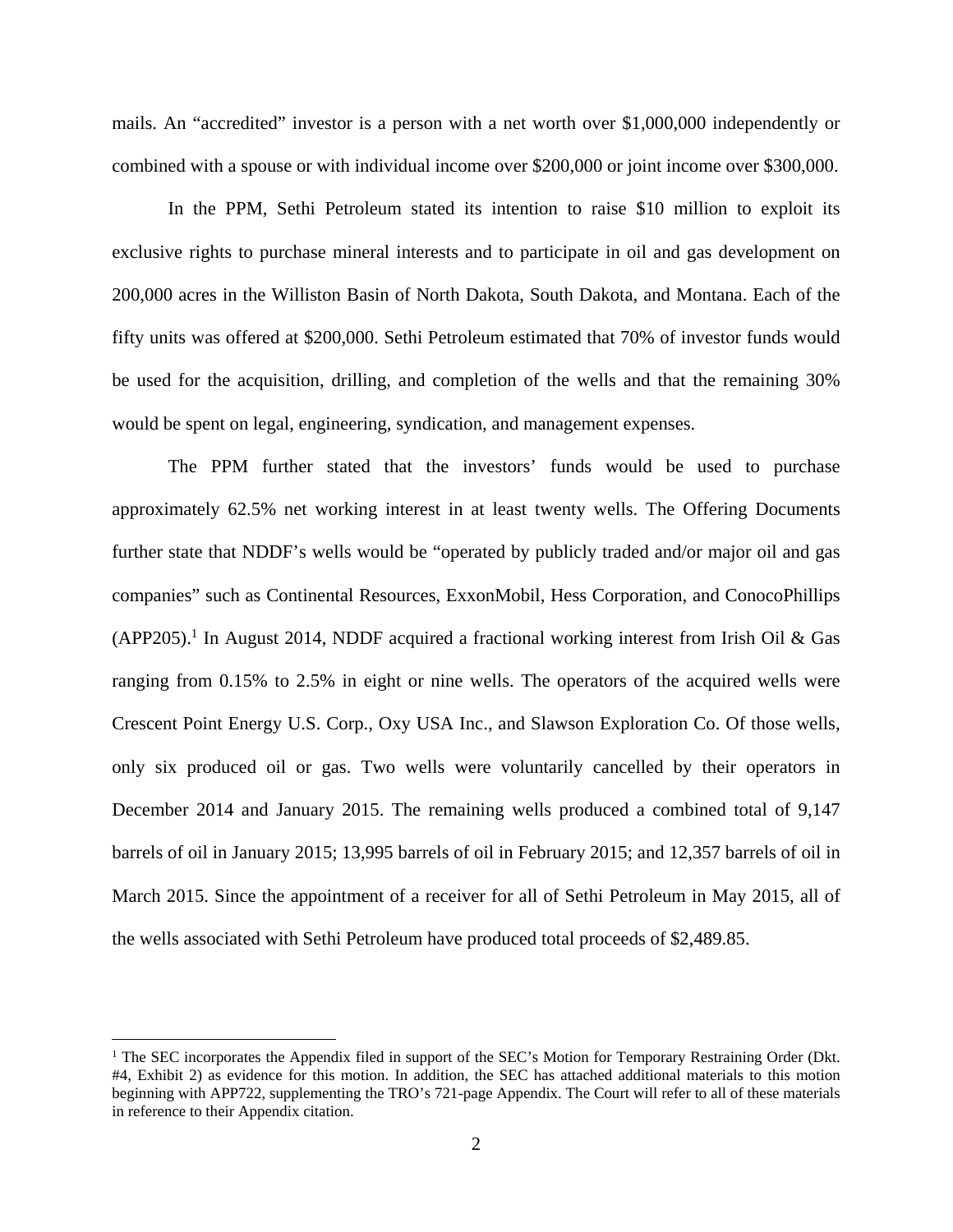mails. An "accredited" investor is a person with a net worth over $1,000,000 independently or combined with a spouse or with individual income over $200,000 or joint income over $300,000.

In the PPM, Sethi Petroleum stated its intention to raise $10 million to exploit its exclusive rights to purchase mineral interests and to participate in oil and gas development on 200,000 acres in the Williston Basin of North Dakota, South Dakota, and Montana. Each of the fifty units was offered at $200,000. Sethi Petroleum estimated that 70% of investor funds would be used for the acquisition, drilling, and completion of the wells and that the remaining 30% would be spent on legal, engineering, syndication, and management expenses.

The PPM further stated that the investors' funds would be used to purchase approximately 62.5% net working interest in at least twenty wells. The Offering Documents further state that NDDF's wells would be "operated by publicly traded and/or major oil and gas companies" such as Continental Resources, ExxonMobil, Hess Corporation, and ConocoPhillips (APP205).[1] In August 2014, NDDF acquired a fractional working interest from Irish Oil & Gas ranging from 0.15% to 2.5% in eight or nine wells. The operators of the acquired wells were Crescent Point Energy U.S. Corp., Oxy USA Inc., and Slawson Exploration Co. Of those wells, only six produced oil or gas. Two wells were voluntarily cancelled by their operators in December 2014 and January 2015. The remaining wells produced a combined total of 9,147 barrels of oil in January 2015; 13,995 barrels of oil in February 2015; and 12,357 barrels of oil in March 2015. Since the appointment of a receiver for all of Sethi Petroleum in May 2015, all of the wells associated with Sethi Petroleum have produced total proceeds of $2,489.85.

[1] The SEC incorporates the Appendix filed in support of the SEC's Motion for Temporary Restraining Order (Dkt. #4, Exhibit 2) as evidence for this motion. In addition, the SEC has attached additional materials to this motion beginning with APP722, supplementing the TRO's 721-page Appendix. The Court will refer to all of these materials in reference to their Appendix citation.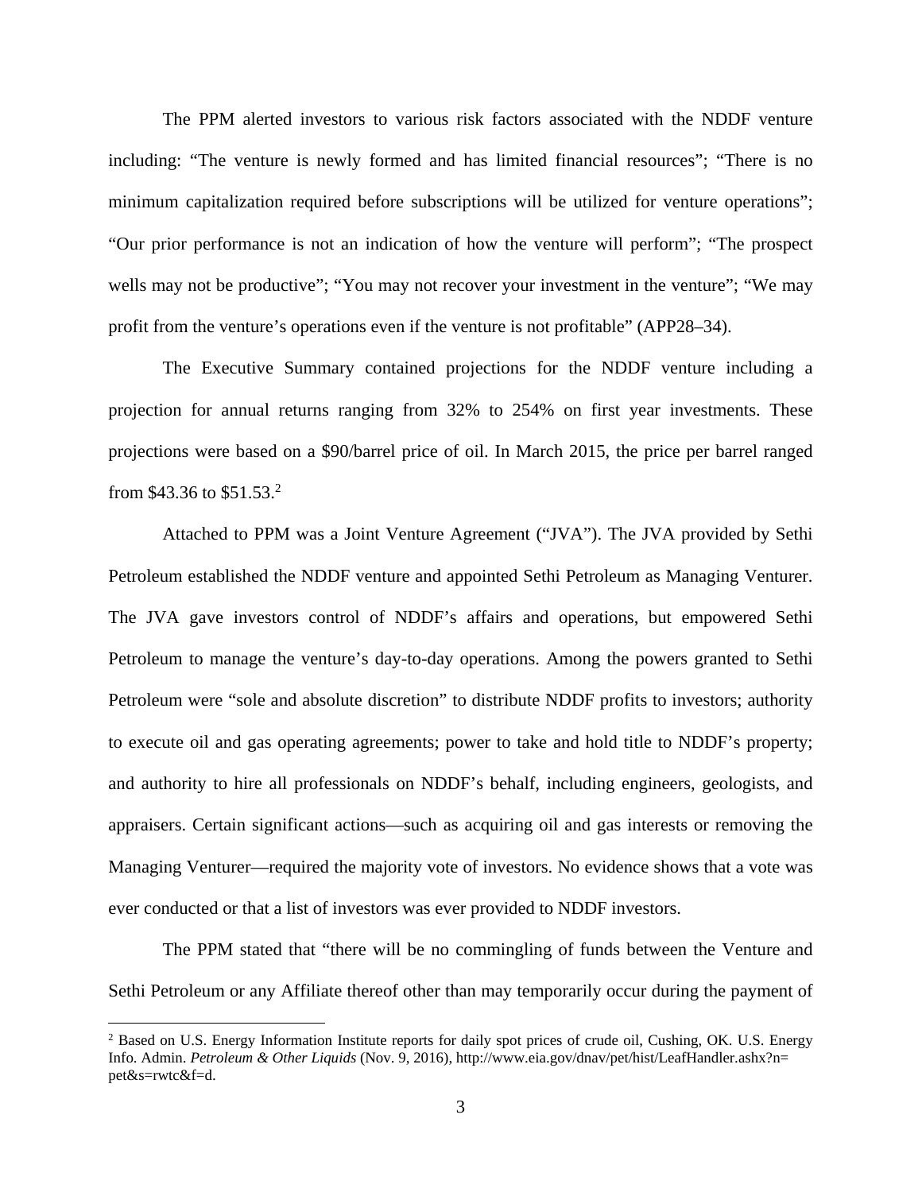The PPM alerted investors to various risk factors associated with the NDDF venture including: "The venture is newly formed and has limited financial resources"; "There is no minimum capitalization required before subscriptions will be utilized for venture operations"; "Our prior performance is not an indication of how the venture will perform"; "The prospect wells may not be productive"; "You may not recover your investment in the venture"; "We may profit from the venture's operations even if the venture is not profitable" (APP28–34).

The Executive Summary contained projections for the NDDF venture including a projection for annual returns ranging from 32% to 254% on first year investments. These projections were based on a $90/barrel price of oil. In March 2015, the price per barrel ranged from $43.36 to $51.53.[2]

Attached to PPM was a Joint Venture Agreement ("JVA"). The JVA provided by Sethi Petroleum established the NDDF venture and appointed Sethi Petroleum as Managing Venturer. The JVA gave investors control of NDDF's affairs and operations, but empowered Sethi Petroleum to manage the venture's day-to-day operations. Among the powers granted to Sethi Petroleum were "sole and absolute discretion" to distribute NDDF profits to investors; authority to execute oil and gas operating agreements; power to take and hold title to NDDF's property; and authority to hire all professionals on NDDF's behalf, including engineers, geologists, and appraisers. Certain significant actions—such as acquiring oil and gas interests or removing the Managing Venturer—required the majority vote of investors. No evidence shows that a vote was ever conducted or that a list of investors was ever provided to NDDF investors.

The PPM stated that "there will be no commingling of funds between the Venture and Sethi Petroleum or any Affiliate thereof other than may temporarily occur during the payment of

[2] Based on U.S. Energy Information Institute reports for daily spot prices of crude oil, Cushing, OK. U.S. Energy Info. Admin. *Petroleum & Other Liquids* (Nov. 9, 2016), http://www.eia.gov/dnav/pet/hist/LeafHandler.ashx?n=pet&s=rwtc&f=d.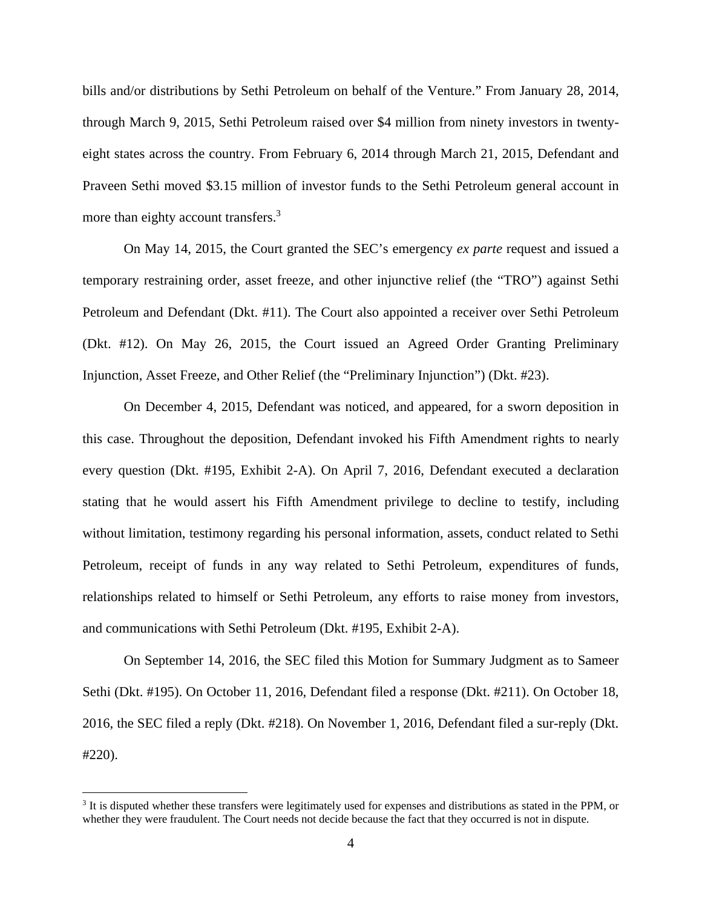bills and/or distributions by Sethi Petroleum on behalf of the Venture." From January 28, 2014, through March 9, 2015, Sethi Petroleum raised over $4 million from ninety investors in twenty-eight states across the country. From February 6, 2014 through March 21, 2015, Defendant and Praveen Sethi moved $3.15 million of investor funds to the Sethi Petroleum general account in more than eighty account transfers.[3]

On May 14, 2015, the Court granted the SEC's emergency *ex parte* request and issued a temporary restraining order, asset freeze, and other injunctive relief (the "TRO") against Sethi Petroleum and Defendant (Dkt. #11). The Court also appointed a receiver over Sethi Petroleum (Dkt. #12). On May 26, 2015, the Court issued an Agreed Order Granting Preliminary Injunction, Asset Freeze, and Other Relief (the "Preliminary Injunction") (Dkt. #23).

On December 4, 2015, Defendant was noticed, and appeared, for a sworn deposition in this case. Throughout the deposition, Defendant invoked his Fifth Amendment rights to nearly every question (Dkt. #195, Exhibit 2-A). On April 7, 2016, Defendant executed a declaration stating that he would assert his Fifth Amendment privilege to decline to testify, including without limitation, testimony regarding his personal information, assets, conduct related to Sethi Petroleum, receipt of funds in any way related to Sethi Petroleum, expenditures of funds, relationships related to himself or Sethi Petroleum, any efforts to raise money from investors, and communications with Sethi Petroleum (Dkt. #195, Exhibit 2-A).

On September 14, 2016, the SEC filed this Motion for Summary Judgment as to Sameer Sethi (Dkt. #195). On October 11, 2016, Defendant filed a response (Dkt. #211). On October 18, 2016, the SEC filed a reply (Dkt. #218). On November 1, 2016, Defendant filed a sur-reply (Dkt. #220).

[3] It is disputed whether these transfers were legitimately used for expenses and distributions as stated in the PPM, or whether they were fraudulent. The Court needs not decide because the fact that they occurred is not in dispute.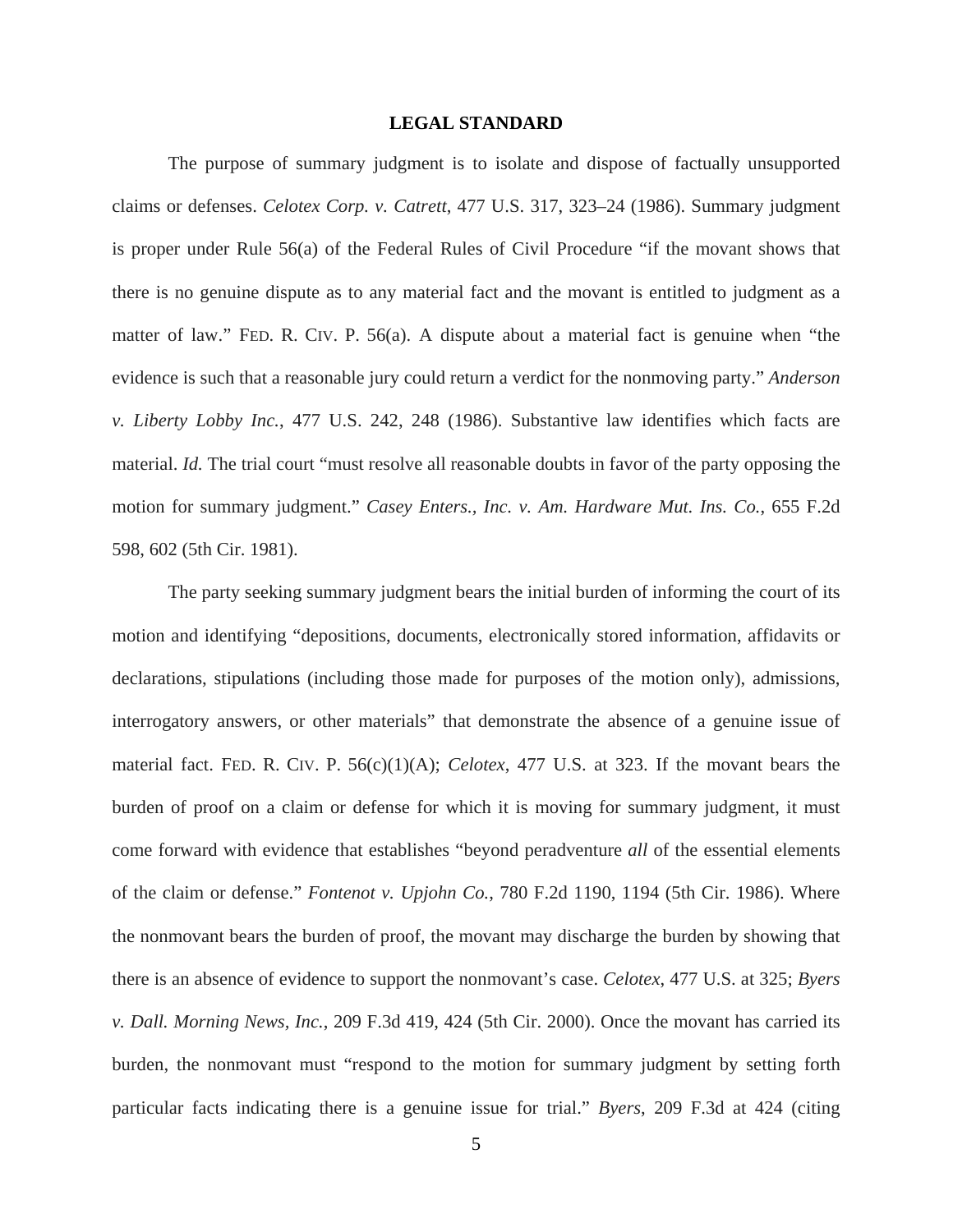**LEGAL STANDARD**

The purpose of summary judgment is to isolate and dispose of factually unsupported claims or defenses. *Celotex Corp. v. Catrett,* 477 U.S. 317, 323–24 (1986). Summary judgment is proper under Rule 56(a) of the Federal Rules of Civil Procedure "if the movant shows that there is no genuine dispute as to any material fact and the movant is entitled to judgment as a matter of law." FED. R. CIV. P. 56(a). A dispute about a material fact is genuine when "the evidence is such that a reasonable jury could return a verdict for the nonmoving party." *Anderson v. Liberty Lobby Inc.*, 477 U.S. 242, 248 (1986). Substantive law identifies which facts are material. *Id.* The trial court "must resolve all reasonable doubts in favor of the party opposing the motion for summary judgment." *Casey Enters., Inc. v. Am. Hardware Mut. Ins. Co.*, 655 F.2d 598, 602 (5th Cir. 1981).

The party seeking summary judgment bears the initial burden of informing the court of its motion and identifying "depositions, documents, electronically stored information, affidavits or declarations, stipulations (including those made for purposes of the motion only), admissions, interrogatory answers, or other materials" that demonstrate the absence of a genuine issue of material fact. FED. R. CIV. P. 56(c)(1)(A); *Celotex*, 477 U.S. at 323. If the movant bears the burden of proof on a claim or defense for which it is moving for summary judgment, it must come forward with evidence that establishes "beyond peradventure *all* of the essential elements of the claim or defense." *Fontenot v. Upjohn Co.*, 780 F.2d 1190, 1194 (5th Cir. 1986). Where the nonmovant bears the burden of proof, the movant may discharge the burden by showing that there is an absence of evidence to support the nonmovant's case. *Celotex*, 477 U.S. at 325; *Byers v. Dall. Morning News, Inc.*, 209 F.3d 419, 424 (5th Cir. 2000). Once the movant has carried its burden, the nonmovant must "respond to the motion for summary judgment by setting forth particular facts indicating there is a genuine issue for trial." *Byers*, 209 F.3d at 424 (citing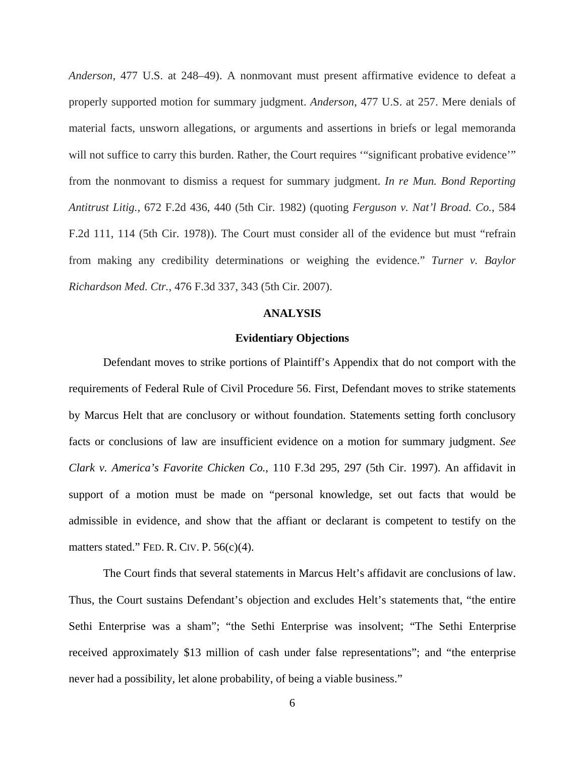*Anderson*, 477 U.S. at 248–49). A nonmovant must present affirmative evidence to defeat a properly supported motion for summary judgment. *Anderson*, 477 U.S. at 257. Mere denials of material facts, unsworn allegations, or arguments and assertions in briefs or legal memoranda will not suffice to carry this burden. Rather, the Court requires '"significant probative evidence'" from the nonmovant to dismiss a request for summary judgment. *In re Mun. Bond Reporting Antitrust Litig.*, 672 F.2d 436, 440 (5th Cir. 1982) (quoting *Ferguson v. Nat'l Broad. Co.*, 584 F.2d 111, 114 (5th Cir. 1978)). The Court must consider all of the evidence but must "refrain from making any credibility determinations or weighing the evidence." *Turner v. Baylor Richardson Med. Ctr.*, 476 F.3d 337, 343 (5th Cir. 2007).

## ANALYSIS

### Evidentiary Objections

Defendant moves to strike portions of Plaintiff's Appendix that do not comport with the requirements of Federal Rule of Civil Procedure 56. First, Defendant moves to strike statements by Marcus Helt that are conclusory or without foundation. Statements setting forth conclusory facts or conclusions of law are insufficient evidence on a motion for summary judgment. *See Clark v. America's Favorite Chicken Co.*, 110 F.3d 295, 297 (5th Cir. 1997). An affidavit in support of a motion must be made on "personal knowledge, set out facts that would be admissible in evidence, and show that the affiant or declarant is competent to testify on the matters stated." FED. R. CIV. P. 56(c)(4).

The Court finds that several statements in Marcus Helt's affidavit are conclusions of law. Thus, the Court sustains Defendant's objection and excludes Helt's statements that, "the entire Sethi Enterprise was a sham"; "the Sethi Enterprise was insolvent; "The Sethi Enterprise received approximately $13 million of cash under false representations"; and "the enterprise never had a possibility, let alone probability, of being a viable business."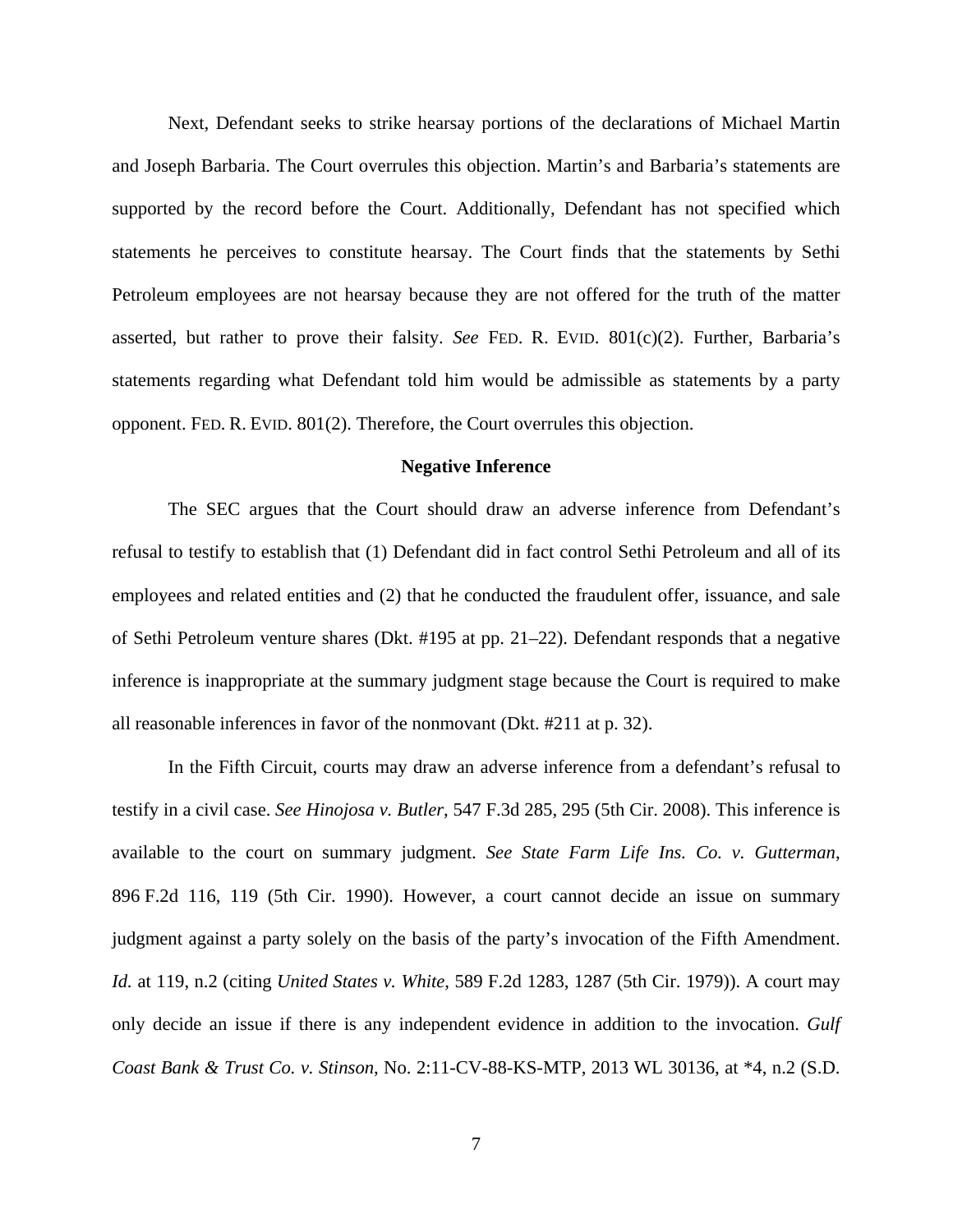Next, Defendant seeks to strike hearsay portions of the declarations of Michael Martin and Joseph Barbaria. The Court overrules this objection. Martin's and Barbaria's statements are supported by the record before the Court. Additionally, Defendant has not specified which statements he perceives to constitute hearsay. The Court finds that the statements by Sethi Petroleum employees are not hearsay because they are not offered for the truth of the matter asserted, but rather to prove their falsity. *See* FED. R. EVID. 801(c)(2). Further, Barbaria's statements regarding what Defendant told him would be admissible as statements by a party opponent. FED. R. EVID. 801(2). Therefore, the Court overrules this objection.

**Negative Inference**

The SEC argues that the Court should draw an adverse inference from Defendant's refusal to testify to establish that (1) Defendant did in fact control Sethi Petroleum and all of its employees and related entities and (2) that he conducted the fraudulent offer, issuance, and sale of Sethi Petroleum venture shares (Dkt. #195 at pp. 21–22). Defendant responds that a negative inference is inappropriate at the summary judgment stage because the Court is required to make all reasonable inferences in favor of the nonmovant (Dkt. #211 at p. 32).

In the Fifth Circuit, courts may draw an adverse inference from a defendant's refusal to testify in a civil case. *See Hinojosa v. Butler*, 547 F.3d 285, 295 (5th Cir. 2008). This inference is available to the court on summary judgment. *See State Farm Life Ins. Co. v. Gutterman*, 896 F.2d 116, 119 (5th Cir. 1990). However, a court cannot decide an issue on summary judgment against a party solely on the basis of the party's invocation of the Fifth Amendment. *Id.* at 119, n.2 (citing *United States v. White*, 589 F.2d 1283, 1287 (5th Cir. 1979)). A court may only decide an issue if there is any independent evidence in addition to the invocation. *Gulf Coast Bank & Trust Co. v. Stinson*, No. 2:11-CV-88-KS-MTP, 2013 WL 30136, at *4, n.2 (S.D.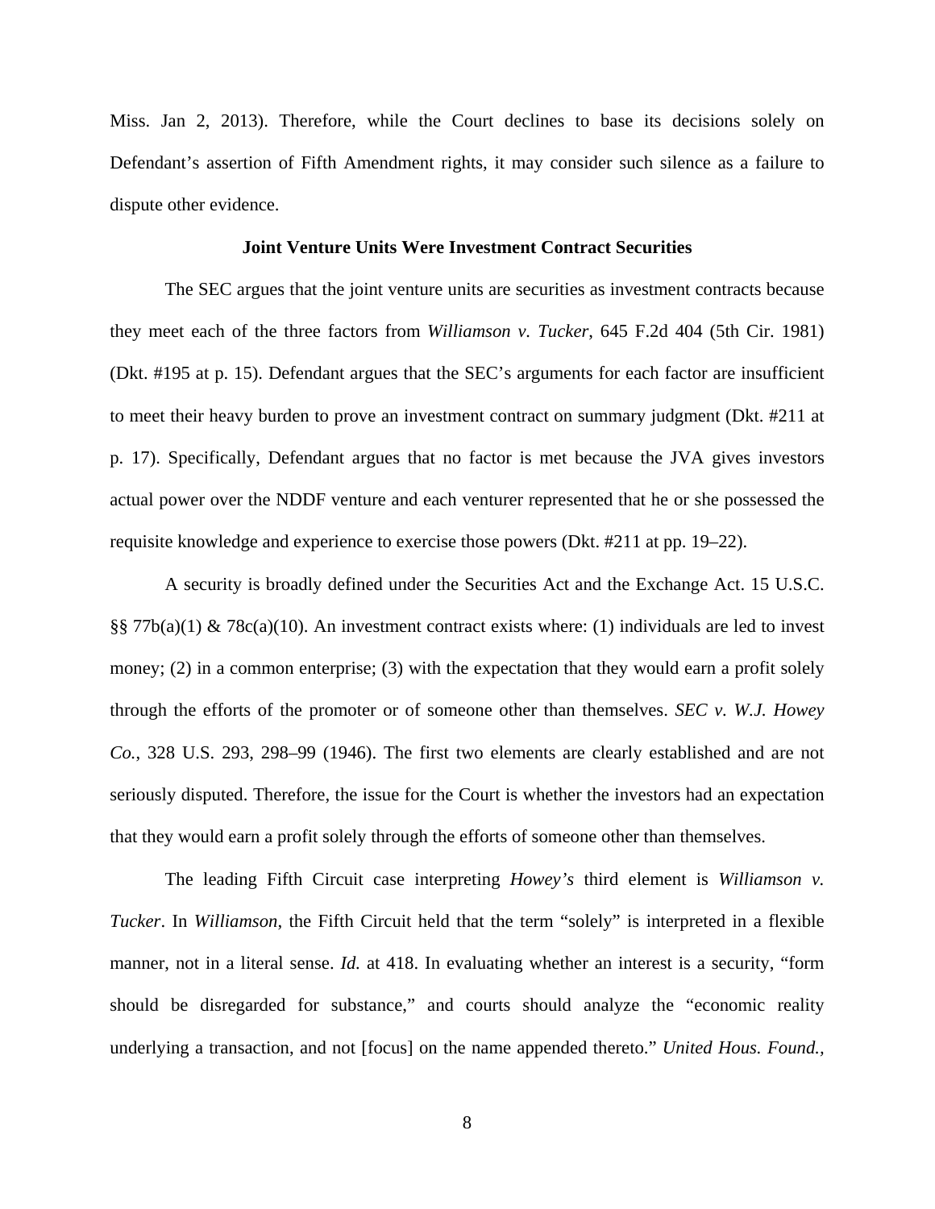Miss. Jan 2, 2013). Therefore, while the Court declines to base its decisions solely on Defendant's assertion of Fifth Amendment rights, it may consider such silence as a failure to dispute other evidence.

**Joint Venture Units Were Investment Contract Securities**

The SEC argues that the joint venture units are securities as investment contracts because they meet each of the three factors from *Williamson v. Tucker*, 645 F.2d 404 (5th Cir. 1981) (Dkt. #195 at p. 15). Defendant argues that the SEC's arguments for each factor are insufficient to meet their heavy burden to prove an investment contract on summary judgment (Dkt. #211 at p. 17). Specifically, Defendant argues that no factor is met because the JVA gives investors actual power over the NDDF venture and each venturer represented that he or she possessed the requisite knowledge and experience to exercise those powers (Dkt. #211 at pp. 19–22).

A security is broadly defined under the Securities Act and the Exchange Act. 15 U.S.C. §§ 77b(a)(1) & 78c(a)(10). An investment contract exists where: (1) individuals are led to invest money; (2) in a common enterprise; (3) with the expectation that they would earn a profit solely through the efforts of the promoter or of someone other than themselves. *SEC v. W.J. Howey Co.*, 328 U.S. 293, 298–99 (1946). The first two elements are clearly established and are not seriously disputed. Therefore, the issue for the Court is whether the investors had an expectation that they would earn a profit solely through the efforts of someone other than themselves.

The leading Fifth Circuit case interpreting *Howey's* third element is *Williamson v. Tucker*. In *Williamson*, the Fifth Circuit held that the term "solely" is interpreted in a flexible manner, not in a literal sense. *Id.* at 418. In evaluating whether an interest is a security, "form should be disregarded for substance," and courts should analyze the "economic reality underlying a transaction, and not [focus] on the name appended thereto." *United Hous. Found.,*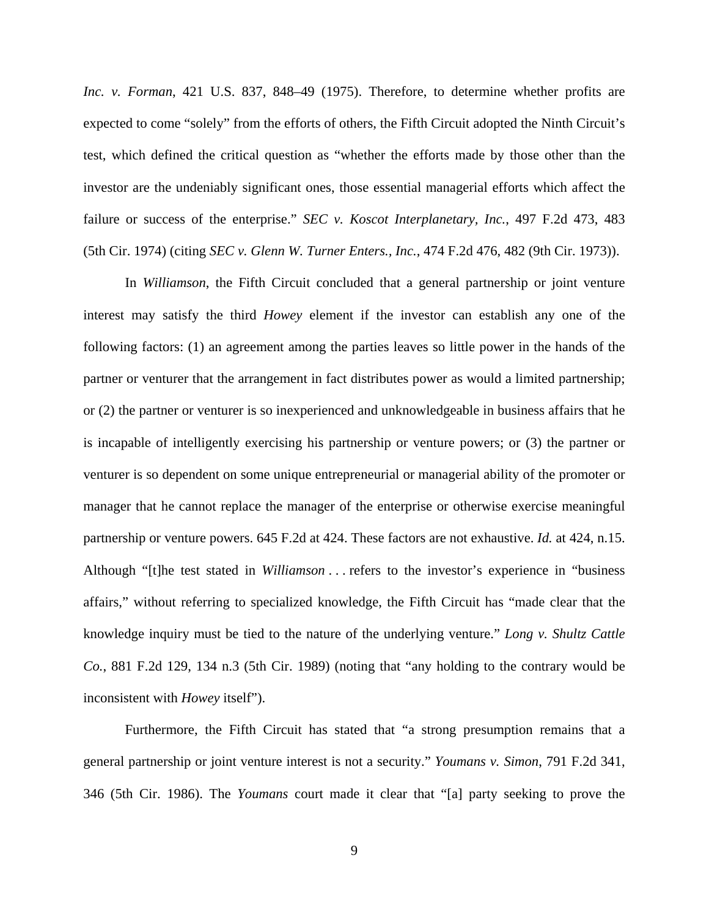*Inc. v. Forman*, 421 U.S. 837, 848–49 (1975). Therefore, to determine whether profits are expected to come "solely" from the efforts of others, the Fifth Circuit adopted the Ninth Circuit's test, which defined the critical question as "whether the efforts made by those other than the investor are the undeniably significant ones, those essential managerial efforts which affect the failure or success of the enterprise." *SEC v. Koscot Interplanetary, Inc.*, 497 F.2d 473, 483 (5th Cir. 1974) (citing *SEC v. Glenn W. Turner Enters., Inc.*, 474 F.2d 476, 482 (9th Cir. 1973)).

In *Williamson*, the Fifth Circuit concluded that a general partnership or joint venture interest may satisfy the third *Howey* element if the investor can establish any one of the following factors: (1) an agreement among the parties leaves so little power in the hands of the partner or venturer that the arrangement in fact distributes power as would a limited partnership; or (2) the partner or venturer is so inexperienced and unknowledgeable in business affairs that he is incapable of intelligently exercising his partnership or venture powers; or (3) the partner or venturer is so dependent on some unique entrepreneurial or managerial ability of the promoter or manager that he cannot replace the manager of the enterprise or otherwise exercise meaningful partnership or venture powers. 645 F.2d at 424. These factors are not exhaustive. *Id.* at 424, n.15. Although "[t]he test stated in *Williamson* . . . refers to the investor's experience in "business affairs," without referring to specialized knowledge, the Fifth Circuit has "made clear that the knowledge inquiry must be tied to the nature of the underlying venture." *Long v. Shultz Cattle Co.*, 881 F.2d 129, 134 n.3 (5th Cir. 1989) (noting that "any holding to the contrary would be inconsistent with *Howey* itself").

Furthermore, the Fifth Circuit has stated that "a strong presumption remains that a general partnership or joint venture interest is not a security." *Youmans v. Simon*, 791 F.2d 341, 346 (5th Cir. 1986). The *Youmans* court made it clear that "[a] party seeking to prove the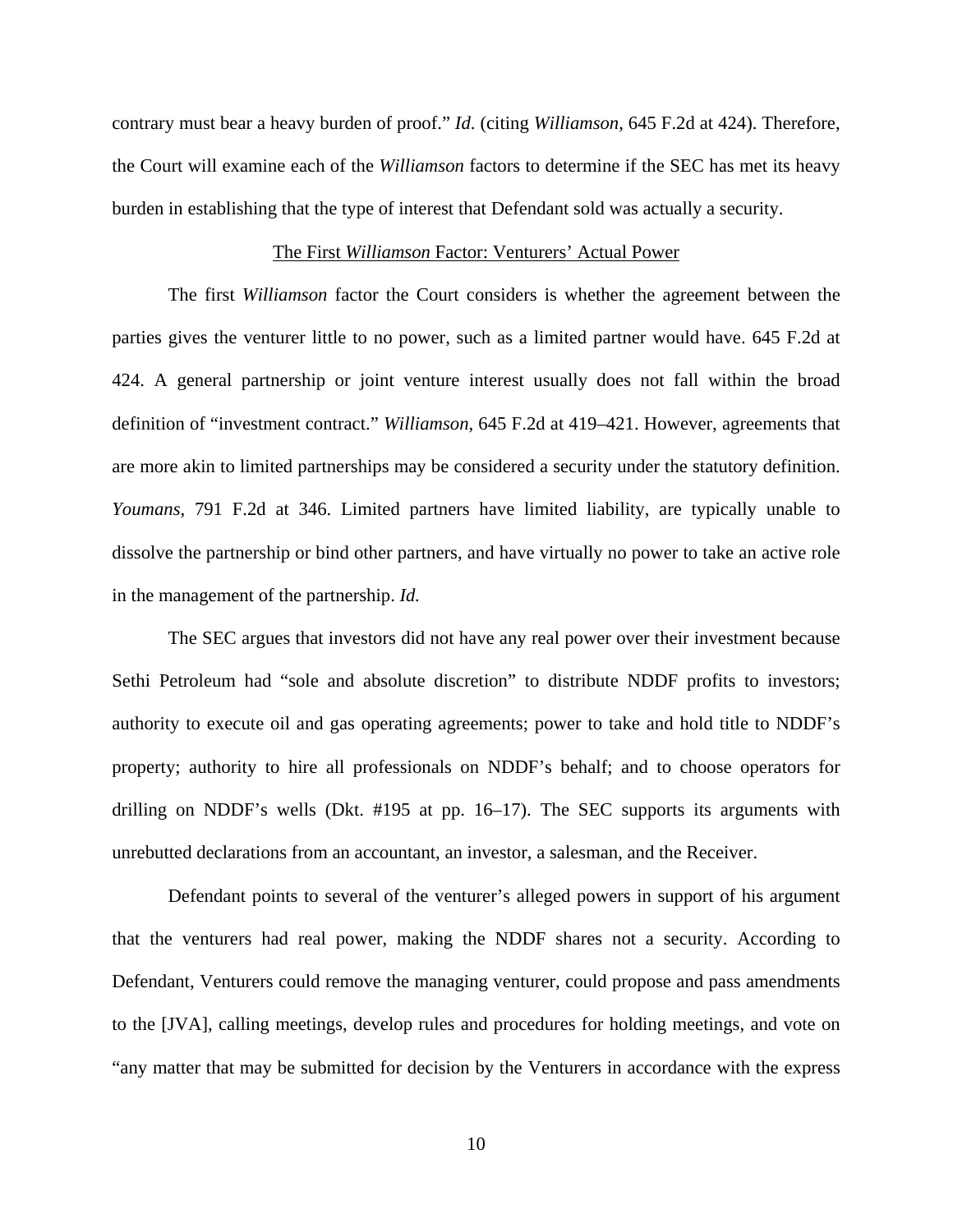contrary must bear a heavy burden of proof." *Id*. (citing *Williamson*, 645 F.2d at 424). Therefore, the Court will examine each of the *Williamson* factors to determine if the SEC has met its heavy burden in establishing that the type of interest that Defendant sold was actually a security.

<u>The First *Williamson* Factor: Venturers' Actual Power</u>

The first *Williamson* factor the Court considers is whether the agreement between the parties gives the venturer little to no power, such as a limited partner would have. 645 F.2d at 424. A general partnership or joint venture interest usually does not fall within the broad definition of "investment contract." *Williamson*, 645 F.2d at 419–421. However, agreements that are more akin to limited partnerships may be considered a security under the statutory definition. *Youmans*, 791 F.2d at 346. Limited partners have limited liability, are typically unable to dissolve the partnership or bind other partners, and have virtually no power to take an active role in the management of the partnership. *Id.*

The SEC argues that investors did not have any real power over their investment because Sethi Petroleum had "sole and absolute discretion" to distribute NDDF profits to investors; authority to execute oil and gas operating agreements; power to take and hold title to NDDF's property; authority to hire all professionals on NDDF's behalf; and to choose operators for drilling on NDDF's wells (Dkt. #195 at pp. 16–17). The SEC supports its arguments with unrebutted declarations from an accountant, an investor, a salesman, and the Receiver.

Defendant points to several of the venturer's alleged powers in support of his argument that the venturers had real power, making the NDDF shares not a security. According to Defendant, Venturers could remove the managing venturer, could propose and pass amendments to the [JVA], calling meetings, develop rules and procedures for holding meetings, and vote on "any matter that may be submitted for decision by the Venturers in accordance with the express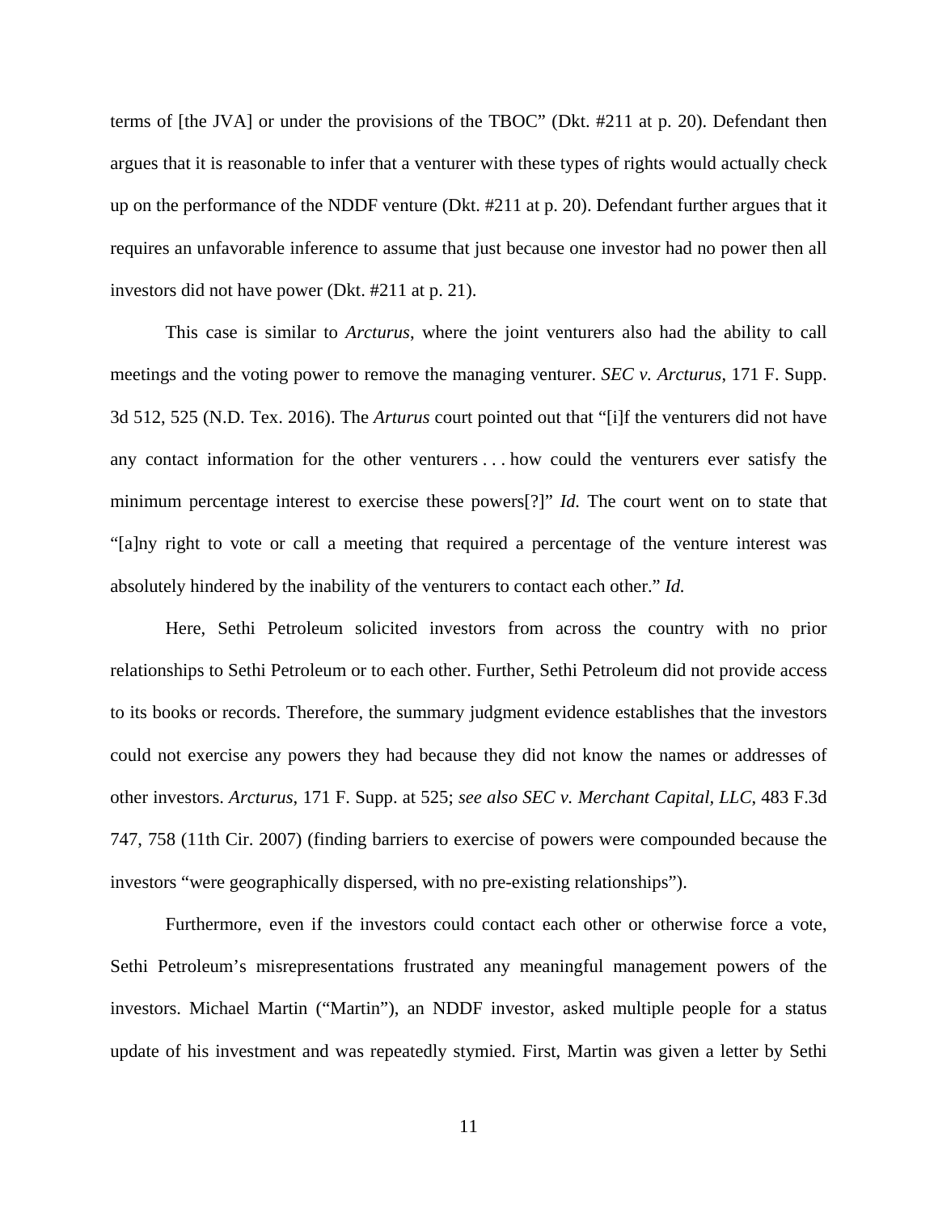terms of [the JVA] or under the provisions of the TBOC" (Dkt. #211 at p. 20). Defendant then argues that it is reasonable to infer that a venturer with these types of rights would actually check up on the performance of the NDDF venture (Dkt. #211 at p. 20). Defendant further argues that it requires an unfavorable inference to assume that just because one investor had no power then all investors did not have power (Dkt. #211 at p. 21).

This case is similar to *Arcturus*, where the joint venturers also had the ability to call meetings and the voting power to remove the managing venturer. *SEC v. Arcturus*, 171 F. Supp. 3d 512, 525 (N.D. Tex. 2016). The *Arturus* court pointed out that "[i]f the venturers did not have any contact information for the other venturers . . . how could the venturers ever satisfy the minimum percentage interest to exercise these powers[?]" *Id.* The court went on to state that "[a]ny right to vote or call a meeting that required a percentage of the venture interest was absolutely hindered by the inability of the venturers to contact each other." *Id.*

Here, Sethi Petroleum solicited investors from across the country with no prior relationships to Sethi Petroleum or to each other. Further, Sethi Petroleum did not provide access to its books or records. Therefore, the summary judgment evidence establishes that the investors could not exercise any powers they had because they did not know the names or addresses of other investors. *Arcturus*, 171 F. Supp. at 525; *see also SEC v. Merchant Capital, LLC*, 483 F.3d 747, 758 (11th Cir. 2007) (finding barriers to exercise of powers were compounded because the investors "were geographically dispersed, with no pre-existing relationships").

Furthermore, even if the investors could contact each other or otherwise force a vote, Sethi Petroleum's misrepresentations frustrated any meaningful management powers of the investors. Michael Martin ("Martin"), an NDDF investor, asked multiple people for a status update of his investment and was repeatedly stymied. First, Martin was given a letter by Sethi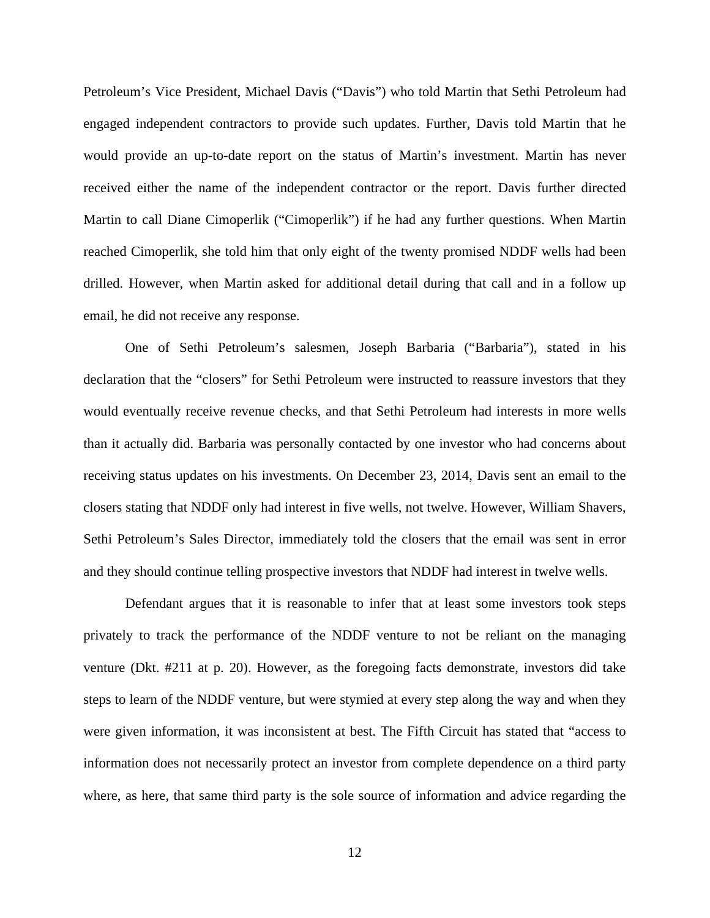Petroleum's Vice President, Michael Davis ("Davis") who told Martin that Sethi Petroleum had engaged independent contractors to provide such updates. Further, Davis told Martin that he would provide an up-to-date report on the status of Martin's investment. Martin has never received either the name of the independent contractor or the report. Davis further directed Martin to call Diane Cimoperlik ("Cimoperlik") if he had any further questions. When Martin reached Cimoperlik, she told him that only eight of the twenty promised NDDF wells had been drilled. However, when Martin asked for additional detail during that call and in a follow up email, he did not receive any response.

One of Sethi Petroleum's salesmen, Joseph Barbaria ("Barbaria"), stated in his declaration that the "closers" for Sethi Petroleum were instructed to reassure investors that they would eventually receive revenue checks, and that Sethi Petroleum had interests in more wells than it actually did. Barbaria was personally contacted by one investor who had concerns about receiving status updates on his investments. On December 23, 2014, Davis sent an email to the closers stating that NDDF only had interest in five wells, not twelve. However, William Shavers, Sethi Petroleum's Sales Director, immediately told the closers that the email was sent in error and they should continue telling prospective investors that NDDF had interest in twelve wells.

Defendant argues that it is reasonable to infer that at least some investors took steps privately to track the performance of the NDDF venture to not be reliant on the managing venture (Dkt. #211 at p. 20). However, as the foregoing facts demonstrate, investors did take steps to learn of the NDDF venture, but were stymied at every step along the way and when they were given information, it was inconsistent at best. The Fifth Circuit has stated that "access to information does not necessarily protect an investor from complete dependence on a third party where, as here, that same third party is the sole source of information and advice regarding the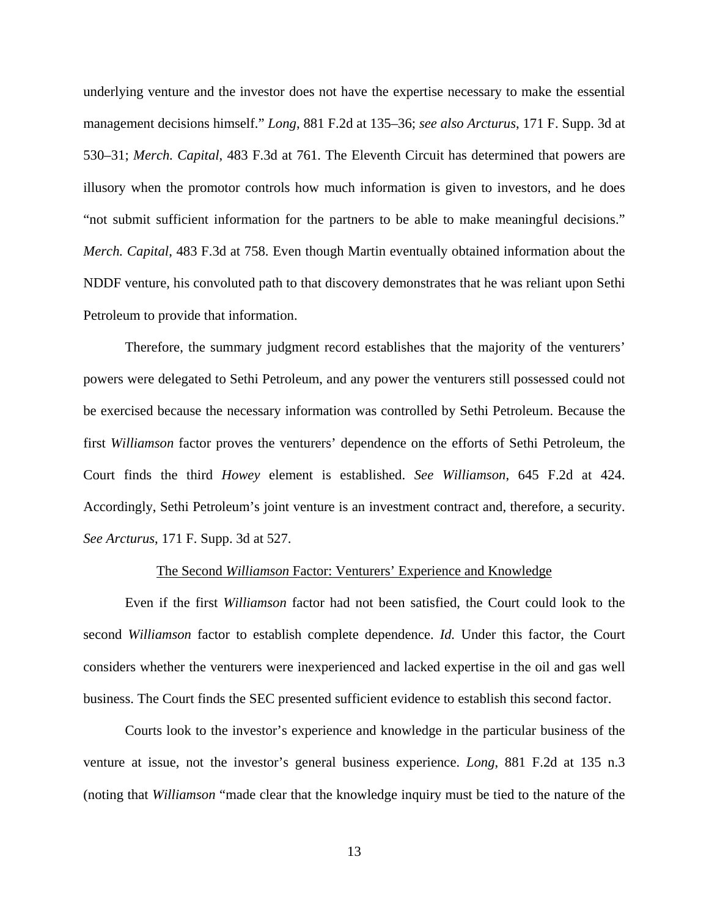underlying venture and the investor does not have the expertise necessary to make the essential management decisions himself." *Long*, 881 F.2d at 135–36; *see also Arcturus*, 171 F. Supp. 3d at 530–31; *Merch. Capital*, 483 F.3d at 761. The Eleventh Circuit has determined that powers are illusory when the promotor controls how much information is given to investors, and he does "not submit sufficient information for the partners to be able to make meaningful decisions." *Merch. Capital*, 483 F.3d at 758. Even though Martin eventually obtained information about the NDDF venture, his convoluted path to that discovery demonstrates that he was reliant upon Sethi Petroleum to provide that information.

Therefore, the summary judgment record establishes that the majority of the venturers' powers were delegated to Sethi Petroleum, and any power the venturers still possessed could not be exercised because the necessary information was controlled by Sethi Petroleum. Because the first *Williamson* factor proves the venturers' dependence on the efforts of Sethi Petroleum, the Court finds the third *Howey* element is established. *See Williamson*, 645 F.2d at 424. Accordingly, Sethi Petroleum's joint venture is an investment contract and, therefore, a security. *See Arcturus*, 171 F. Supp. 3d at 527.

<u>The Second *Williamson* Factor: Venturers' Experience and Knowledge</u>

Even if the first *Williamson* factor had not been satisfied, the Court could look to the second *Williamson* factor to establish complete dependence. *Id.* Under this factor, the Court considers whether the venturers were inexperienced and lacked expertise in the oil and gas well business. The Court finds the SEC presented sufficient evidence to establish this second factor.

Courts look to the investor's experience and knowledge in the particular business of the venture at issue, not the investor's general business experience. *Long*, 881 F.2d at 135 n.3 (noting that *Williamson* "made clear that the knowledge inquiry must be tied to the nature of the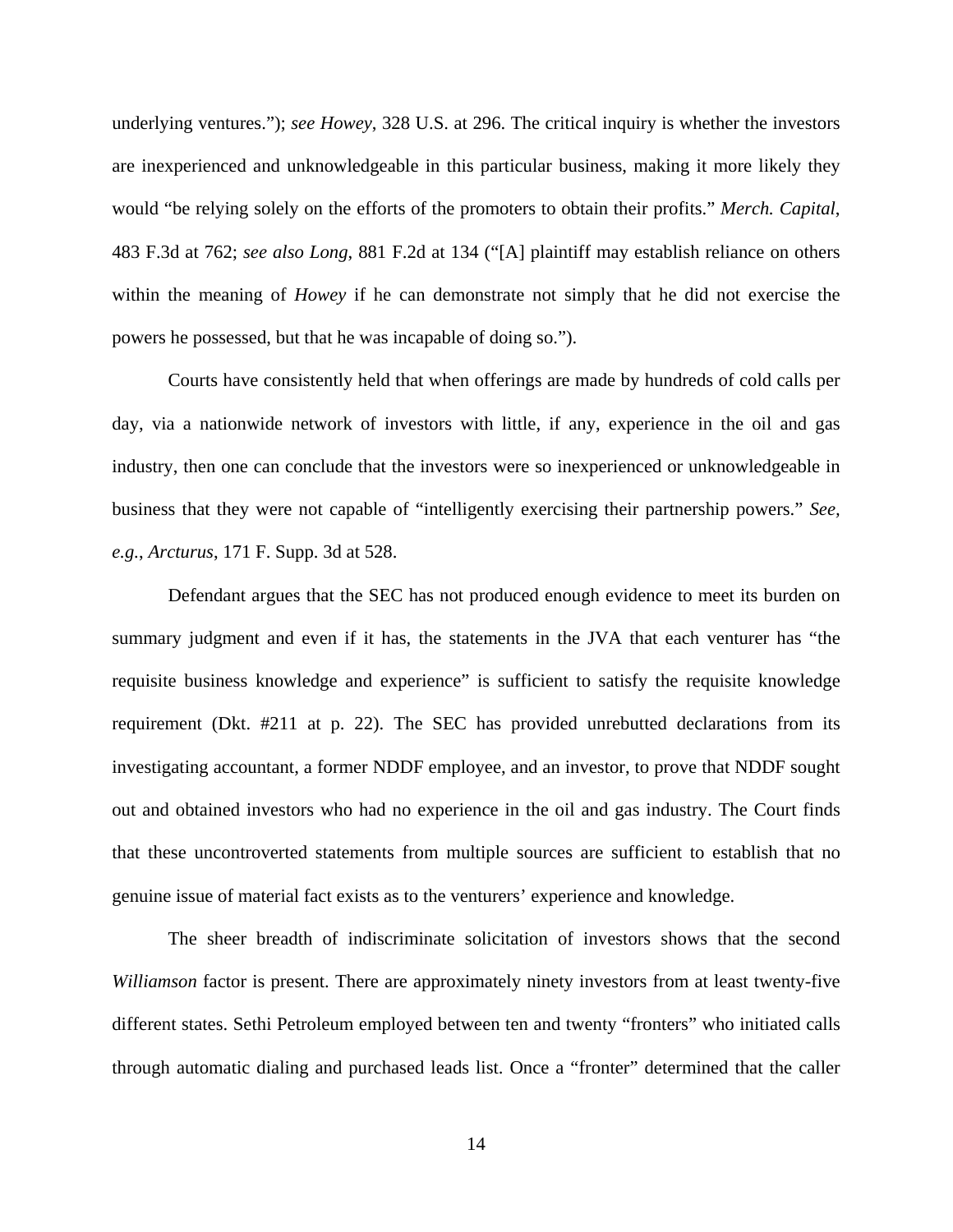underlying ventures."); *see Howey*, 328 U.S. at 296. The critical inquiry is whether the investors are inexperienced and unknowledgeable in this particular business, making it more likely they would "be relying solely on the efforts of the promoters to obtain their profits." *Merch. Capital*, 483 F.3d at 762; *see also Long*, 881 F.2d at 134 ("[A] plaintiff may establish reliance on others within the meaning of *Howey* if he can demonstrate not simply that he did not exercise the powers he possessed, but that he was incapable of doing so.").

Courts have consistently held that when offerings are made by hundreds of cold calls per day, via a nationwide network of investors with little, if any, experience in the oil and gas industry, then one can conclude that the investors were so inexperienced or unknowledgeable in business that they were not capable of "intelligently exercising their partnership powers." *See, e.g.*, *Arcturus*, 171 F. Supp. 3d at 528.

Defendant argues that the SEC has not produced enough evidence to meet its burden on summary judgment and even if it has, the statements in the JVA that each venturer has "the requisite business knowledge and experience" is sufficient to satisfy the requisite knowledge requirement (Dkt. #211 at p. 22). The SEC has provided unrebutted declarations from its investigating accountant, a former NDDF employee, and an investor, to prove that NDDF sought out and obtained investors who had no experience in the oil and gas industry. The Court finds that these uncontroverted statements from multiple sources are sufficient to establish that no genuine issue of material fact exists as to the venturers' experience and knowledge.

The sheer breadth of indiscriminate solicitation of investors shows that the second *Williamson* factor is present. There are approximately ninety investors from at least twenty-five different states. Sethi Petroleum employed between ten and twenty "fronters" who initiated calls through automatic dialing and purchased leads list. Once a "fronter" determined that the caller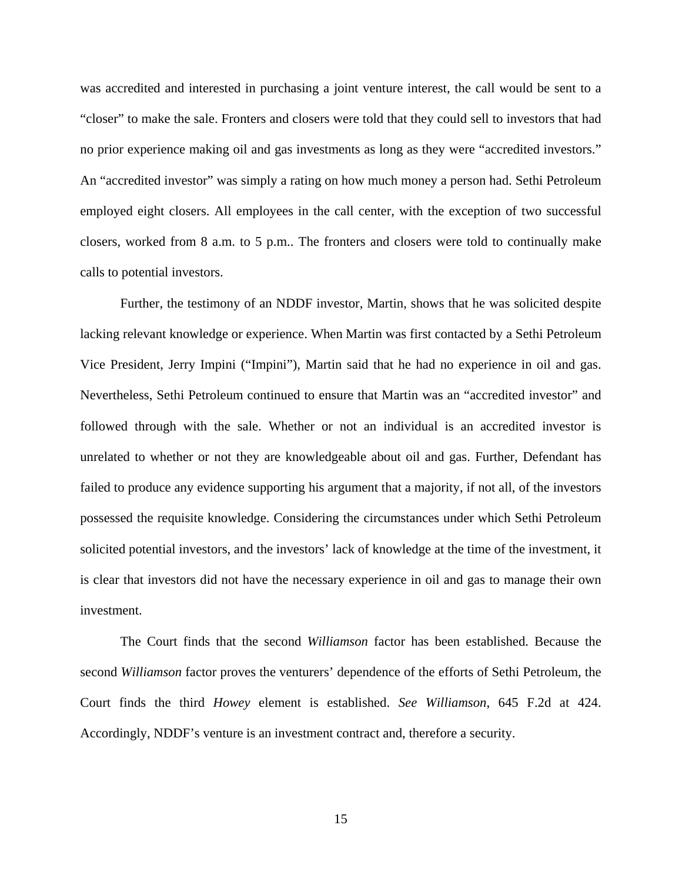was accredited and interested in purchasing a joint venture interest, the call would be sent to a "closer" to make the sale. Fronters and closers were told that they could sell to investors that had no prior experience making oil and gas investments as long as they were "accredited investors." An "accredited investor" was simply a rating on how much money a person had. Sethi Petroleum employed eight closers. All employees in the call center, with the exception of two successful closers, worked from 8 a.m. to 5 p.m.. The fronters and closers were told to continually make calls to potential investors.

Further, the testimony of an NDDF investor, Martin, shows that he was solicited despite lacking relevant knowledge or experience. When Martin was first contacted by a Sethi Petroleum Vice President, Jerry Impini ("Impini"), Martin said that he had no experience in oil and gas. Nevertheless, Sethi Petroleum continued to ensure that Martin was an "accredited investor" and followed through with the sale. Whether or not an individual is an accredited investor is unrelated to whether or not they are knowledgeable about oil and gas. Further, Defendant has failed to produce any evidence supporting his argument that a majority, if not all, of the investors possessed the requisite knowledge. Considering the circumstances under which Sethi Petroleum solicited potential investors, and the investors' lack of knowledge at the time of the investment, it is clear that investors did not have the necessary experience in oil and gas to manage their own investment.

The Court finds that the second *Williamson* factor has been established. Because the second *Williamson* factor proves the venturers' dependence of the efforts of Sethi Petroleum, the Court finds the third *Howey* element is established. *See Williamson*, 645 F.2d at 424. Accordingly, NDDF's venture is an investment contract and, therefore a security.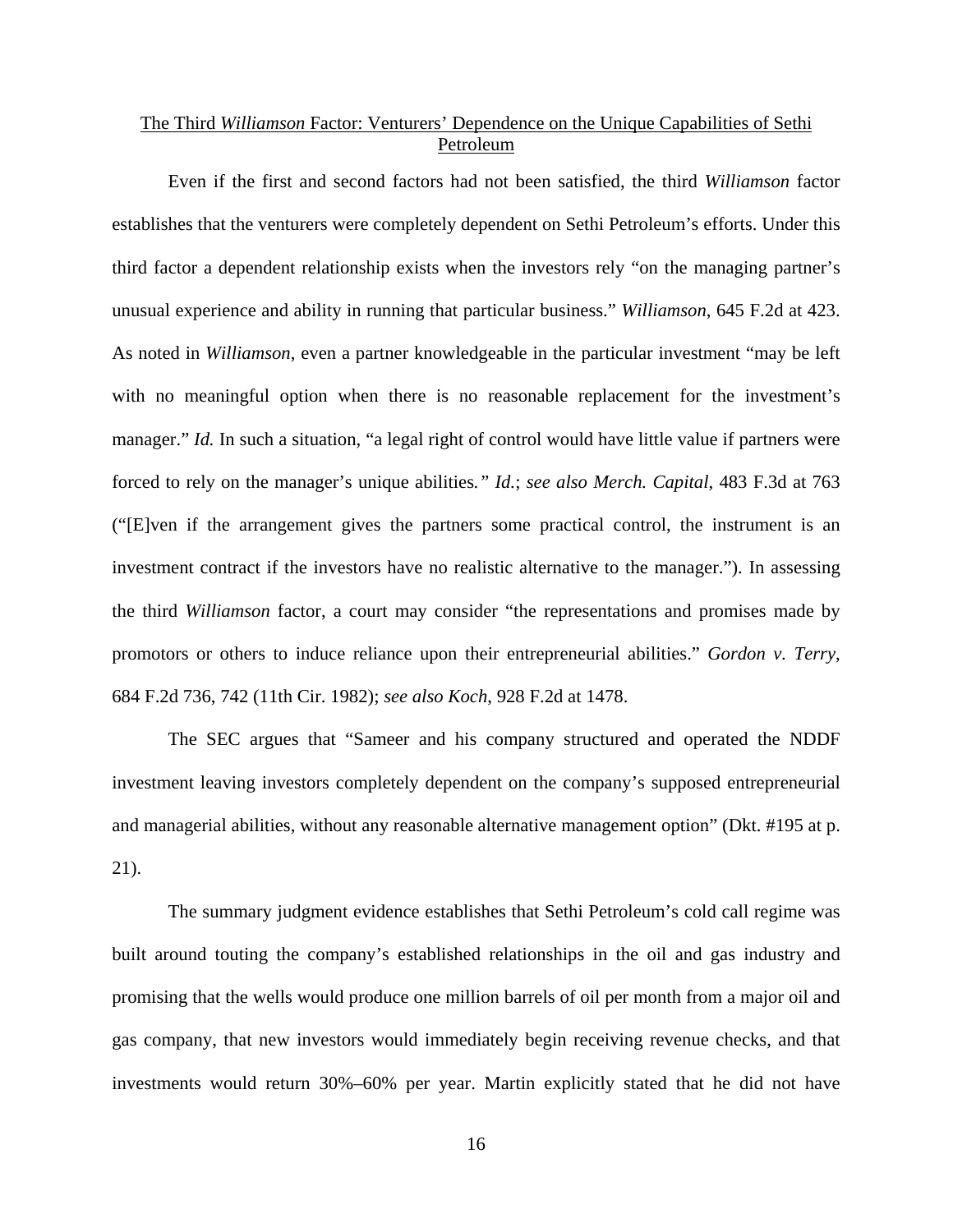The Third *Williamson* Factor: Venturers' Dependence on the Unique Capabilities of Sethi Petroleum

Even if the first and second factors had not been satisfied, the third *Williamson* factor establishes that the venturers were completely dependent on Sethi Petroleum's efforts. Under this third factor a dependent relationship exists when the investors rely "on the managing partner's unusual experience and ability in running that particular business." *Williamson*, 645 F.2d at 423. As noted in *Williamson*, even a partner knowledgeable in the particular investment "may be left with no meaningful option when there is no reasonable replacement for the investment's manager." *Id.* In such a situation, "a legal right of control would have little value if partners were forced to rely on the manager's unique abilities." *Id.*; *see also Merch. Capital*, 483 F.3d at 763 ("[E]ven if the arrangement gives the partners some practical control, the instrument is an investment contract if the investors have no realistic alternative to the manager."). In assessing the third *Williamson* factor, a court may consider "the representations and promises made by promotors or others to induce reliance upon their entrepreneurial abilities." *Gordon v. Terry*, 684 F.2d 736, 742 (11th Cir. 1982); *see also Koch*, 928 F.2d at 1478.

The SEC argues that "Sameer and his company structured and operated the NDDF investment leaving investors completely dependent on the company's supposed entrepreneurial and managerial abilities, without any reasonable alternative management option" (Dkt. #195 at p. 21).

The summary judgment evidence establishes that Sethi Petroleum's cold call regime was built around touting the company's established relationships in the oil and gas industry and promising that the wells would produce one million barrels of oil per month from a major oil and gas company, that new investors would immediately begin receiving revenue checks, and that investments would return 30%–60% per year. Martin explicitly stated that he did not have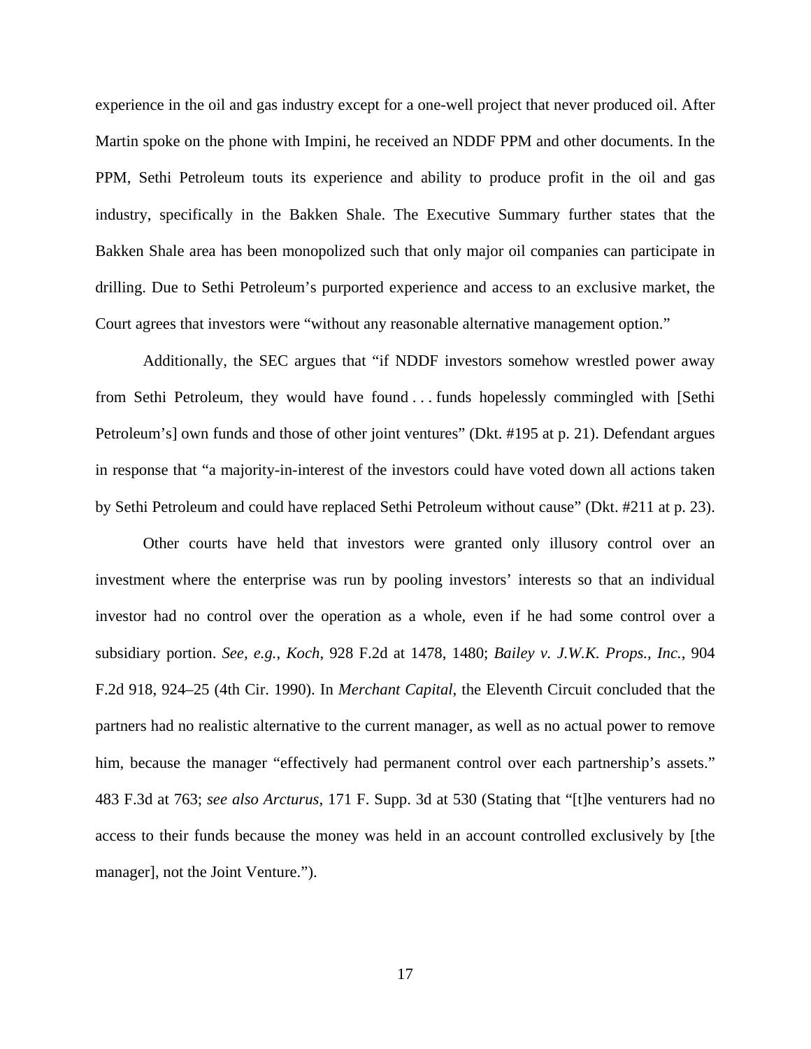experience in the oil and gas industry except for a one-well project that never produced oil. After Martin spoke on the phone with Impini, he received an NDDF PPM and other documents. In the PPM, Sethi Petroleum touts its experience and ability to produce profit in the oil and gas industry, specifically in the Bakken Shale. The Executive Summary further states that the Bakken Shale area has been monopolized such that only major oil companies can participate in drilling. Due to Sethi Petroleum's purported experience and access to an exclusive market, the Court agrees that investors were "without any reasonable alternative management option."

Additionally, the SEC argues that "if NDDF investors somehow wrestled power away from Sethi Petroleum, they would have found . . . funds hopelessly commingled with [Sethi Petroleum's] own funds and those of other joint ventures" (Dkt. #195 at p. 21). Defendant argues in response that "a majority-in-interest of the investors could have voted down all actions taken by Sethi Petroleum and could have replaced Sethi Petroleum without cause" (Dkt. #211 at p. 23).

Other courts have held that investors were granted only illusory control over an investment where the enterprise was run by pooling investors' interests so that an individual investor had no control over the operation as a whole, even if he had some control over a subsidiary portion. *See, e.g.*, *Koch*, 928 F.2d at 1478, 1480; *Bailey v. J.W.K. Props., Inc.*, 904 F.2d 918, 924–25 (4th Cir. 1990). In *Merchant Capital*, the Eleventh Circuit concluded that the partners had no realistic alternative to the current manager, as well as no actual power to remove him, because the manager "effectively had permanent control over each partnership's assets." 483 F.3d at 763; *see also Arcturus*, 171 F. Supp. 3d at 530 (Stating that "[t]he venturers had no access to their funds because the money was held in an account controlled exclusively by [the manager], not the Joint Venture.").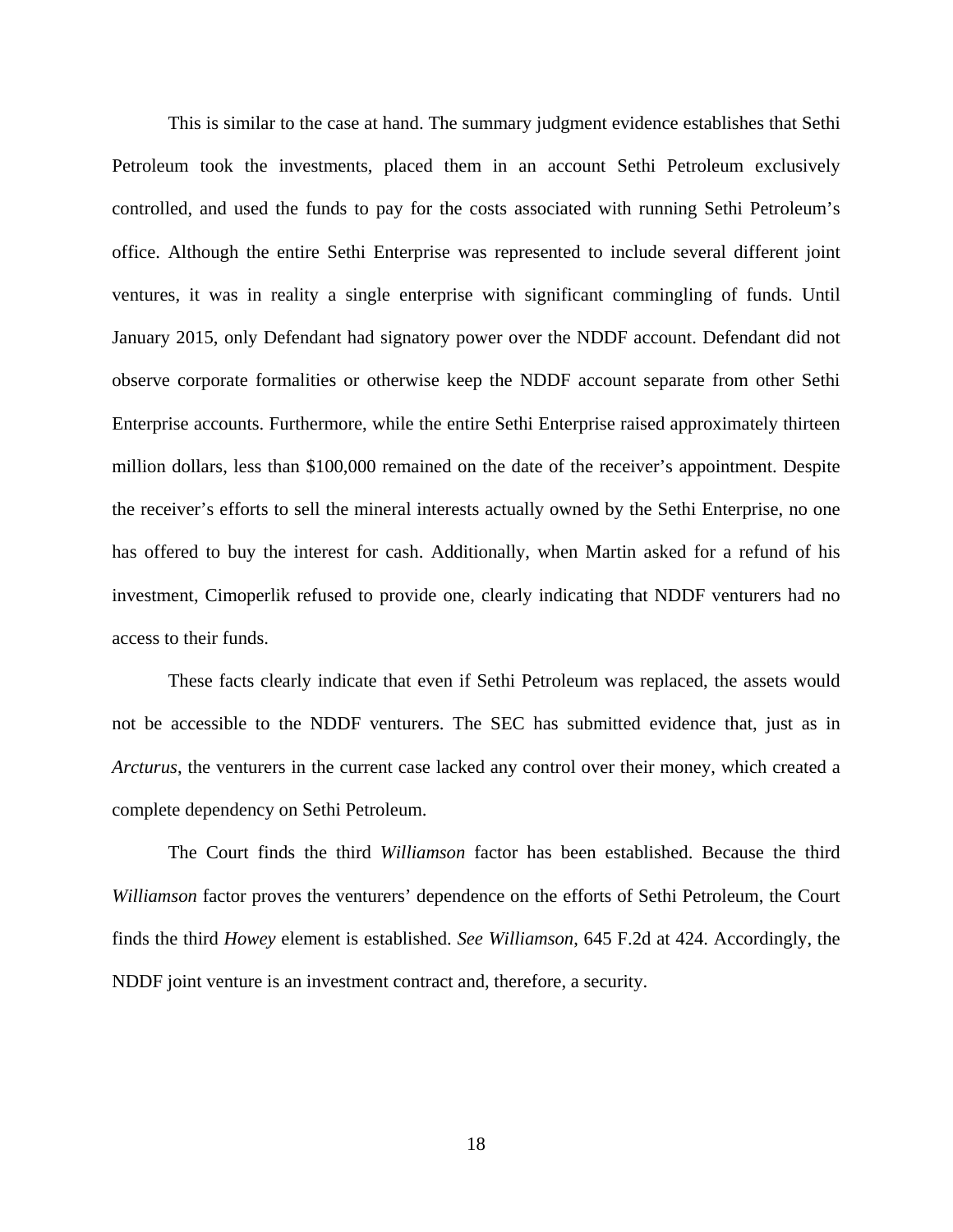This is similar to the case at hand. The summary judgment evidence establishes that Sethi Petroleum took the investments, placed them in an account Sethi Petroleum exclusively controlled, and used the funds to pay for the costs associated with running Sethi Petroleum's office. Although the entire Sethi Enterprise was represented to include several different joint ventures, it was in reality a single enterprise with significant commingling of funds. Until January 2015, only Defendant had signatory power over the NDDF account. Defendant did not observe corporate formalities or otherwise keep the NDDF account separate from other Sethi Enterprise accounts. Furthermore, while the entire Sethi Enterprise raised approximately thirteen million dollars, less than $100,000 remained on the date of the receiver's appointment. Despite the receiver's efforts to sell the mineral interests actually owned by the Sethi Enterprise, no one has offered to buy the interest for cash. Additionally, when Martin asked for a refund of his investment, Cimoperlik refused to provide one, clearly indicating that NDDF venturers had no access to their funds.

These facts clearly indicate that even if Sethi Petroleum was replaced, the assets would not be accessible to the NDDF venturers. The SEC has submitted evidence that, just as in *Arcturus*, the venturers in the current case lacked any control over their money, which created a complete dependency on Sethi Petroleum.

The Court finds the third *Williamson* factor has been established. Because the third *Williamson* factor proves the venturers' dependence on the efforts of Sethi Petroleum, the Court finds the third *Howey* element is established. *See Williamson*, 645 F.2d at 424. Accordingly, the NDDF joint venture is an investment contract and, therefore, a security.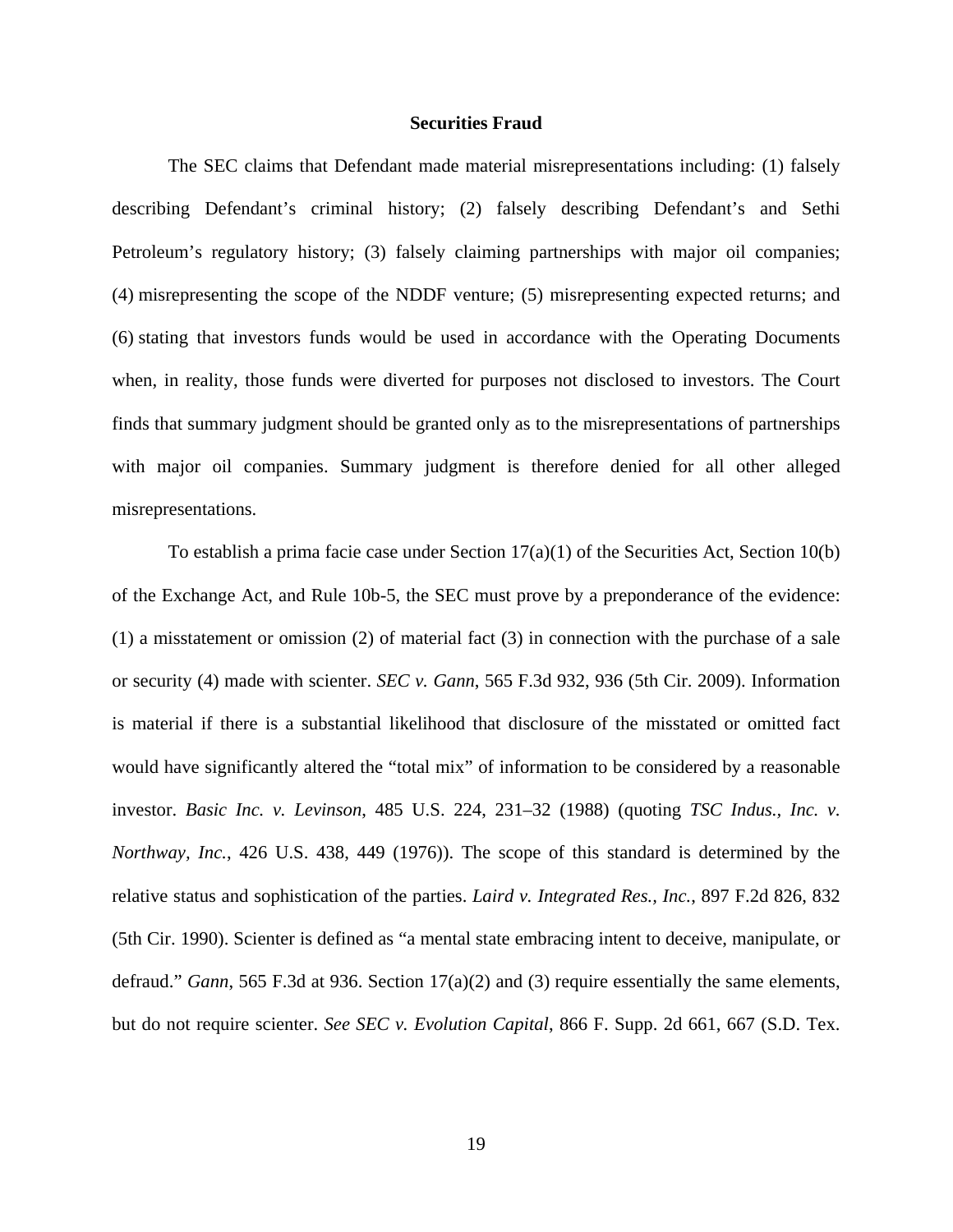**Securities Fraud**

The SEC claims that Defendant made material misrepresentations including: (1) falsely describing Defendant's criminal history; (2) falsely describing Defendant's and Sethi Petroleum's regulatory history; (3) falsely claiming partnerships with major oil companies; (4) misrepresenting the scope of the NDDF venture; (5) misrepresenting expected returns; and (6) stating that investors funds would be used in accordance with the Operating Documents when, in reality, those funds were diverted for purposes not disclosed to investors. The Court finds that summary judgment should be granted only as to the misrepresentations of partnerships with major oil companies. Summary judgment is therefore denied for all other alleged misrepresentations.

To establish a prima facie case under Section 17(a)(1) of the Securities Act, Section 10(b) of the Exchange Act, and Rule 10b-5, the SEC must prove by a preponderance of the evidence: (1) a misstatement or omission (2) of material fact (3) in connection with the purchase of a sale or security (4) made with scienter. *SEC v. Gann*, 565 F.3d 932, 936 (5th Cir. 2009). Information is material if there is a substantial likelihood that disclosure of the misstated or omitted fact would have significantly altered the "total mix" of information to be considered by a reasonable investor. *Basic Inc. v. Levinson*, 485 U.S. 224, 231–32 (1988) (quoting *TSC Indus., Inc. v. Northway, Inc.*, 426 U.S. 438, 449 (1976)). The scope of this standard is determined by the relative status and sophistication of the parties. *Laird v. Integrated Res., Inc.*, 897 F.2d 826, 832 (5th Cir. 1990). Scienter is defined as "a mental state embracing intent to deceive, manipulate, or defraud." *Gann*, 565 F.3d at 936. Section 17(a)(2) and (3) require essentially the same elements, but do not require scienter. *See SEC v. Evolution Capital*, 866 F. Supp. 2d 661, 667 (S.D. Tex.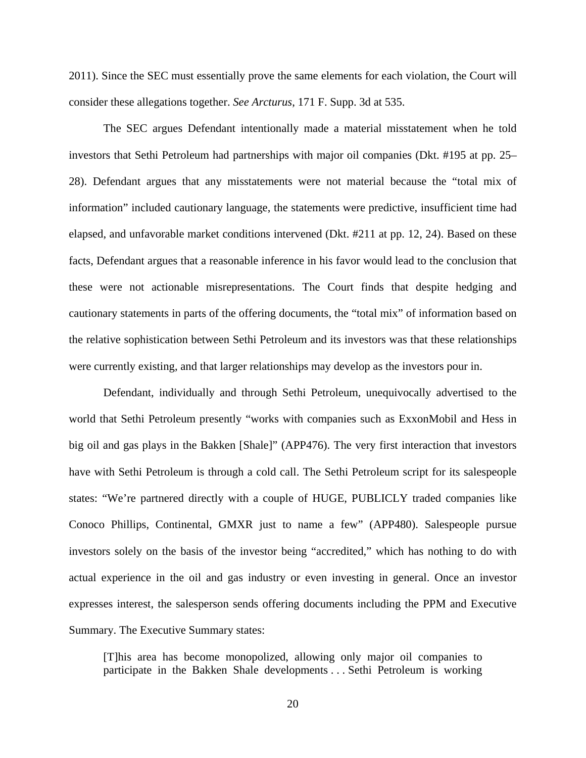2011). Since the SEC must essentially prove the same elements for each violation, the Court will consider these allegations together. *See Arcturus*, 171 F. Supp. 3d at 535.

The SEC argues Defendant intentionally made a material misstatement when he told investors that Sethi Petroleum had partnerships with major oil companies (Dkt. #195 at pp. 25–28). Defendant argues that any misstatements were not material because the "total mix of information" included cautionary language, the statements were predictive, insufficient time had elapsed, and unfavorable market conditions intervened (Dkt. #211 at pp. 12, 24). Based on these facts, Defendant argues that a reasonable inference in his favor would lead to the conclusion that these were not actionable misrepresentations. The Court finds that despite hedging and cautionary statements in parts of the offering documents, the "total mix" of information based on the relative sophistication between Sethi Petroleum and its investors was that these relationships were currently existing, and that larger relationships may develop as the investors pour in.

Defendant, individually and through Sethi Petroleum, unequivocally advertised to the world that Sethi Petroleum presently "works with companies such as ExxonMobil and Hess in big oil and gas plays in the Bakken [Shale]" (APP476). The very first interaction that investors have with Sethi Petroleum is through a cold call. The Sethi Petroleum script for its salespeople states: "We're partnered directly with a couple of HUGE, PUBLICLY traded companies like Conoco Phillips, Continental, GMXR just to name a few" (APP480). Salespeople pursue investors solely on the basis of the investor being "accredited," which has nothing to do with actual experience in the oil and gas industry or even investing in general. Once an investor expresses interest, the salesperson sends offering documents including the PPM and Executive Summary. The Executive Summary states:

> [T]his area has become monopolized, allowing only major oil companies to participate in the Bakken Shale developments . . . Sethi Petroleum is working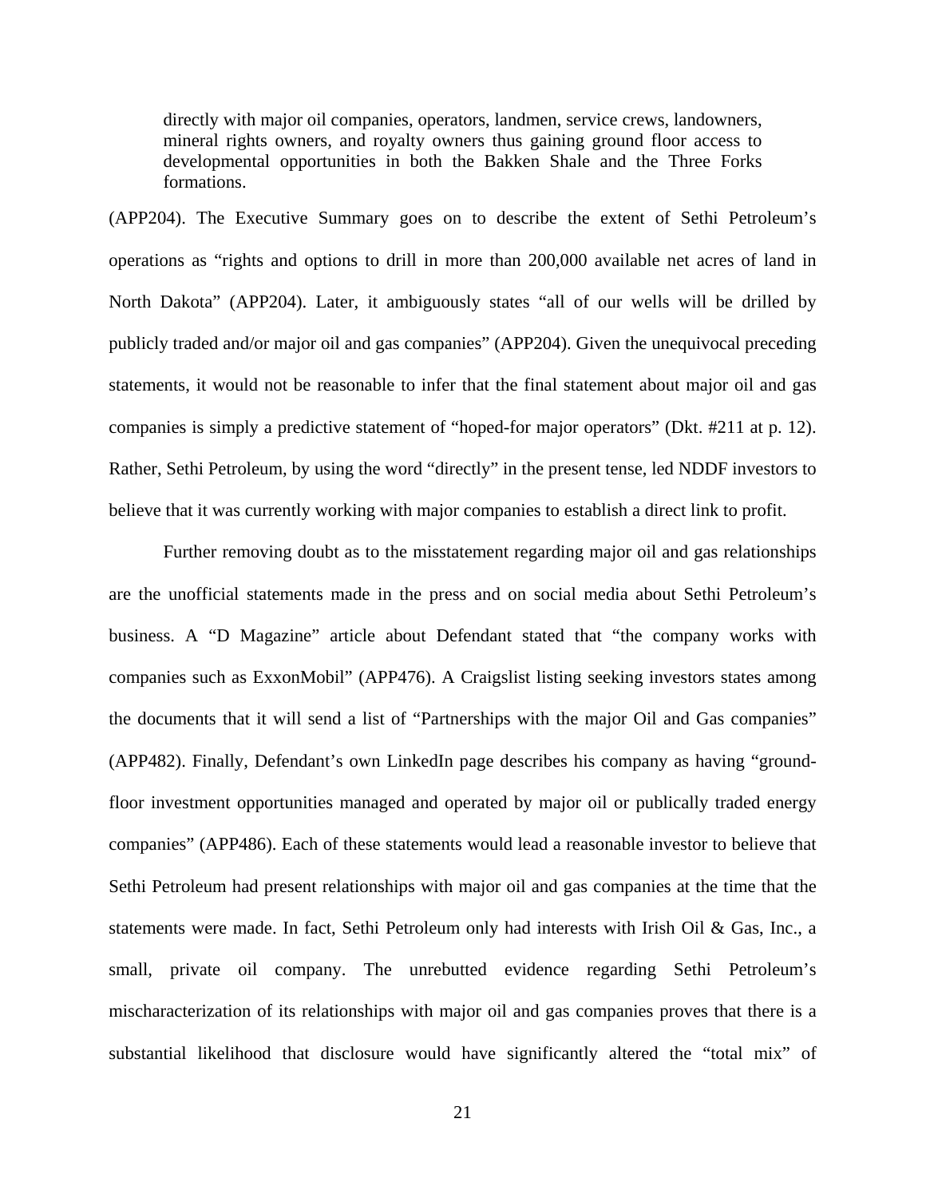> directly with major oil companies, operators, landmen, service crews, landowners, mineral rights owners, and royalty owners thus gaining ground floor access to developmental opportunities in both the Bakken Shale and the Three Forks formations.

(APP204). The Executive Summary goes on to describe the extent of Sethi Petroleum's operations as "rights and options to drill in more than 200,000 available net acres of land in North Dakota" (APP204). Later, it ambiguously states "all of our wells will be drilled by publicly traded and/or major oil and gas companies" (APP204). Given the unequivocal preceding statements, it would not be reasonable to infer that the final statement about major oil and gas companies is simply a predictive statement of "hoped-for major operators" (Dkt. #211 at p. 12). Rather, Sethi Petroleum, by using the word "directly" in the present tense, led NDDF investors to believe that it was currently working with major companies to establish a direct link to profit.

Further removing doubt as to the misstatement regarding major oil and gas relationships are the unofficial statements made in the press and on social media about Sethi Petroleum's business. A "D Magazine" article about Defendant stated that "the company works with companies such as ExxonMobil" (APP476). A Craigslist listing seeking investors states among the documents that it will send a list of "Partnerships with the major Oil and Gas companies" (APP482). Finally, Defendant's own LinkedIn page describes his company as having "ground-floor investment opportunities managed and operated by major oil or publically traded energy companies" (APP486). Each of these statements would lead a reasonable investor to believe that Sethi Petroleum had present relationships with major oil and gas companies at the time that the statements were made. In fact, Sethi Petroleum only had interests with Irish Oil & Gas, Inc., a small, private oil company. The unrebutted evidence regarding Sethi Petroleum's mischaracterization of its relationships with major oil and gas companies proves that there is a substantial likelihood that disclosure would have significantly altered the "total mix" of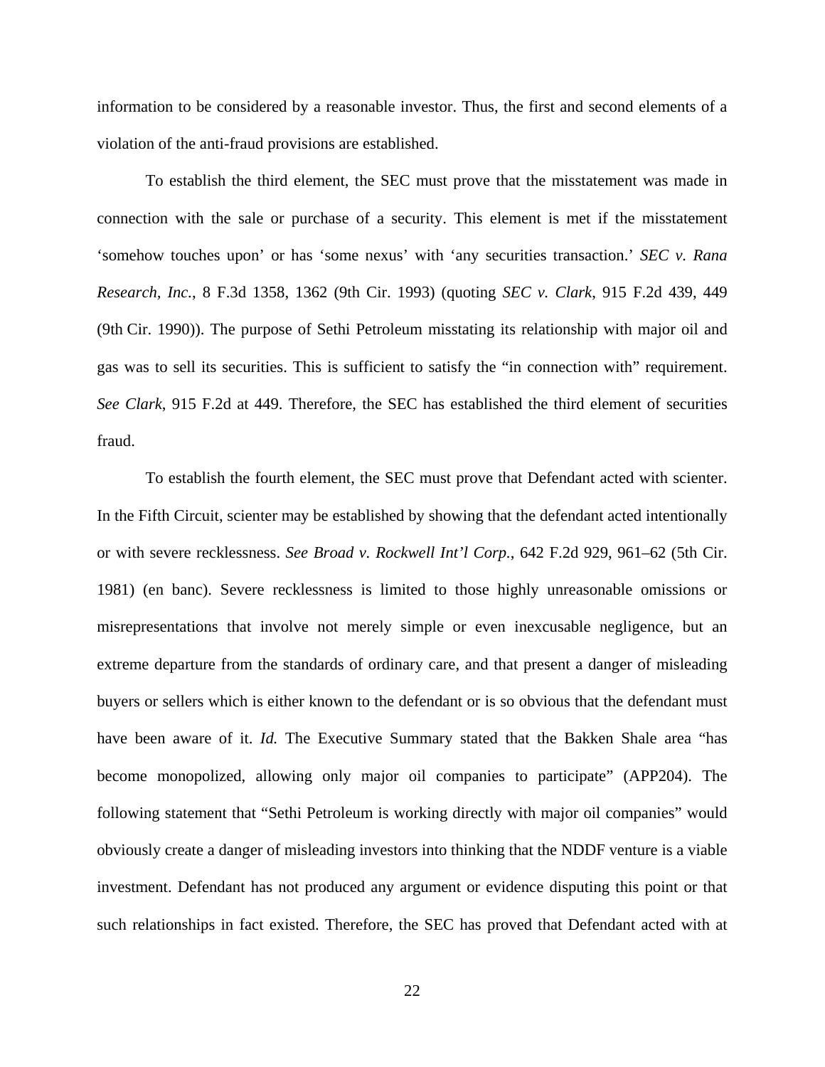information to be considered by a reasonable investor. Thus, the first and second elements of a violation of the anti-fraud provisions are established.

To establish the third element, the SEC must prove that the misstatement was made in connection with the sale or purchase of a security. This element is met if the misstatement 'somehow touches upon' or has 'some nexus' with 'any securities transaction.' *SEC v. Rana Research, Inc.*, 8 F.3d 1358, 1362 (9th Cir. 1993) (quoting *SEC v. Clark*, 915 F.2d 439, 449 (9th Cir. 1990)). The purpose of Sethi Petroleum misstating its relationship with major oil and gas was to sell its securities. This is sufficient to satisfy the "in connection with" requirement. *See Clark*, 915 F.2d at 449. Therefore, the SEC has established the third element of securities fraud.

To establish the fourth element, the SEC must prove that Defendant acted with scienter. In the Fifth Circuit, scienter may be established by showing that the defendant acted intentionally or with severe recklessness. *See Broad v. Rockwell Int'l Corp.*, 642 F.2d 929, 961–62 (5th Cir. 1981) (en banc). Severe recklessness is limited to those highly unreasonable omissions or misrepresentations that involve not merely simple or even inexcusable negligence, but an extreme departure from the standards of ordinary care, and that present a danger of misleading buyers or sellers which is either known to the defendant or is so obvious that the defendant must have been aware of it. *Id.* The Executive Summary stated that the Bakken Shale area "has become monopolized, allowing only major oil companies to participate" (APP204). The following statement that "Sethi Petroleum is working directly with major oil companies" would obviously create a danger of misleading investors into thinking that the NDDF venture is a viable investment. Defendant has not produced any argument or evidence disputing this point or that such relationships in fact existed. Therefore, the SEC has proved that Defendant acted with at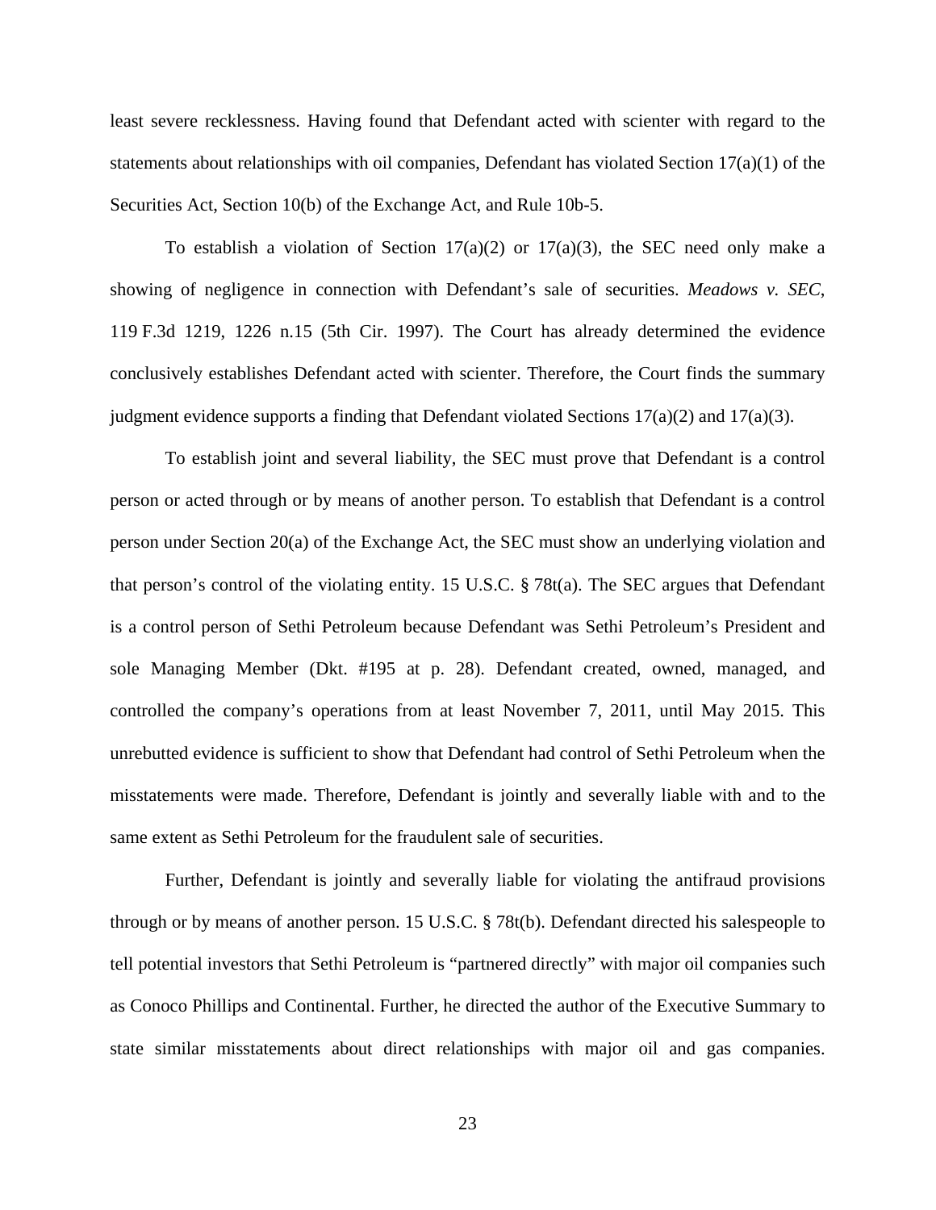least severe recklessness. Having found that Defendant acted with scienter with regard to the statements about relationships with oil companies, Defendant has violated Section 17(a)(1) of the Securities Act, Section 10(b) of the Exchange Act, and Rule 10b-5.

To establish a violation of Section 17(a)(2) or 17(a)(3), the SEC need only make a showing of negligence in connection with Defendant's sale of securities. *Meadows v. SEC*, 119 F.3d 1219, 1226 n.15 (5th Cir. 1997). The Court has already determined the evidence conclusively establishes Defendant acted with scienter. Therefore, the Court finds the summary judgment evidence supports a finding that Defendant violated Sections 17(a)(2) and 17(a)(3).

To establish joint and several liability, the SEC must prove that Defendant is a control person or acted through or by means of another person. To establish that Defendant is a control person under Section 20(a) of the Exchange Act, the SEC must show an underlying violation and that person's control of the violating entity. 15 U.S.C. § 78t(a). The SEC argues that Defendant is a control person of Sethi Petroleum because Defendant was Sethi Petroleum's President and sole Managing Member (Dkt. #195 at p. 28). Defendant created, owned, managed, and controlled the company's operations from at least November 7, 2011, until May 2015. This unrebutted evidence is sufficient to show that Defendant had control of Sethi Petroleum when the misstatements were made. Therefore, Defendant is jointly and severally liable with and to the same extent as Sethi Petroleum for the fraudulent sale of securities.

Further, Defendant is jointly and severally liable for violating the antifraud provisions through or by means of another person. 15 U.S.C. § 78t(b). Defendant directed his salespeople to tell potential investors that Sethi Petroleum is "partnered directly" with major oil companies such as Conoco Phillips and Continental. Further, he directed the author of the Executive Summary to state similar misstatements about direct relationships with major oil and gas companies.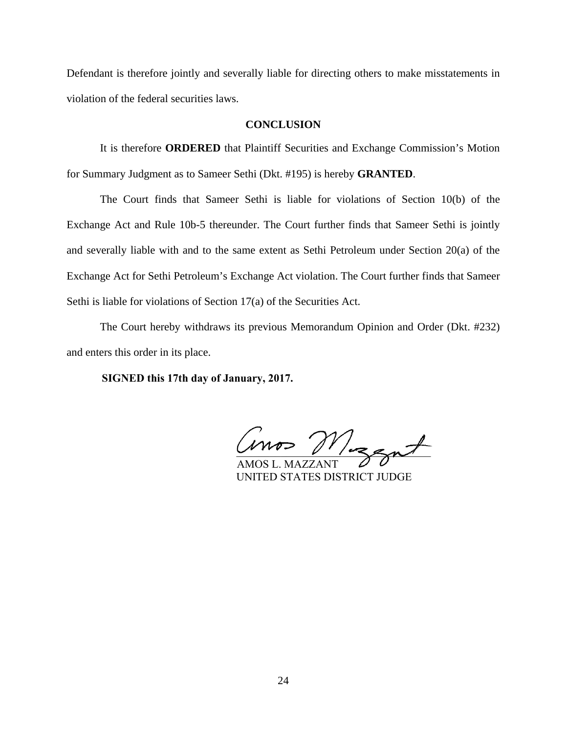Defendant is therefore jointly and severally liable for directing others to make misstatements in violation of the federal securities laws.

## CONCLUSION

It is therefore **ORDERED** that Plaintiff Securities and Exchange Commission's Motion for Summary Judgment as to Sameer Sethi (Dkt. #195) is hereby **GRANTED**.

The Court finds that Sameer Sethi is liable for violations of Section 10(b) of the Exchange Act and Rule 10b-5 thereunder. The Court further finds that Sameer Sethi is jointly and severally liable with and to the same extent as Sethi Petroleum under Section 20(a) of the Exchange Act for Sethi Petroleum's Exchange Act violation. The Court further finds that Sameer Sethi is liable for violations of Section 17(a) of the Securities Act.

The Court hereby withdraws its previous Memorandum Opinion and Order (Dkt. #232) and enters this order in its place.

**SIGNED this 17th day of January, 2017.**

AMOS L. MAZZANT
UNITED STATES DISTRICT JUDGE